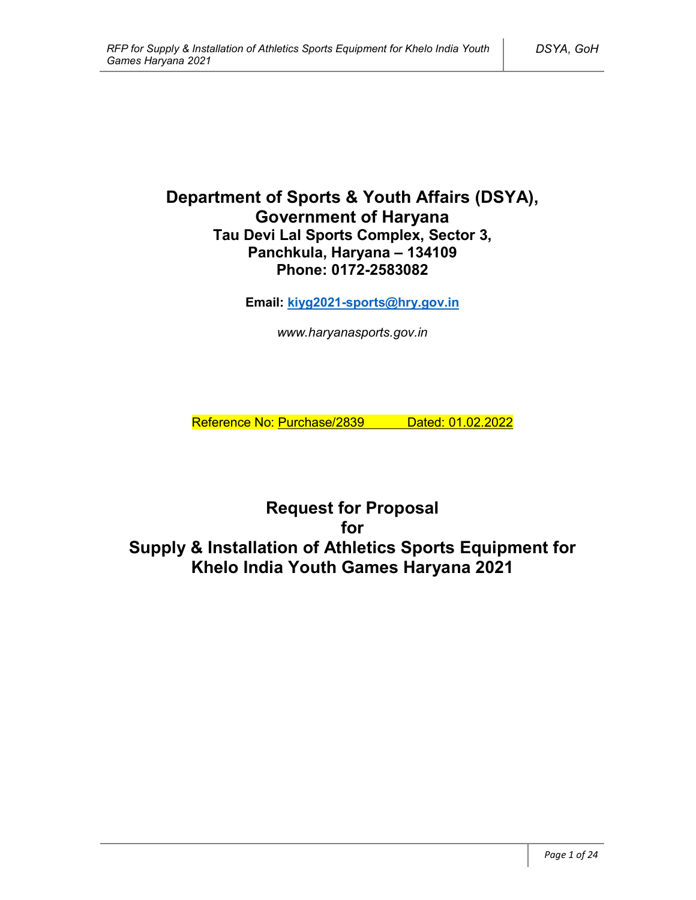# Department of Sports & Youth Affairs (DSYA), Government of Haryana

**Tau Devi Lal Sports Complex, Sector 3,**
**Panchkula, Haryana – 134109**
**Phone: 0172-2583082**

**Email: kiyg2021-sports@hry.gov.in**

*www.haryanasports.gov.in*

Reference No: Purchase/2839 Dated: 01.02.2022

# Request for Proposal for Supply & Installation of Athletics Sports Equipment for Khelo India Youth Games Haryana 2021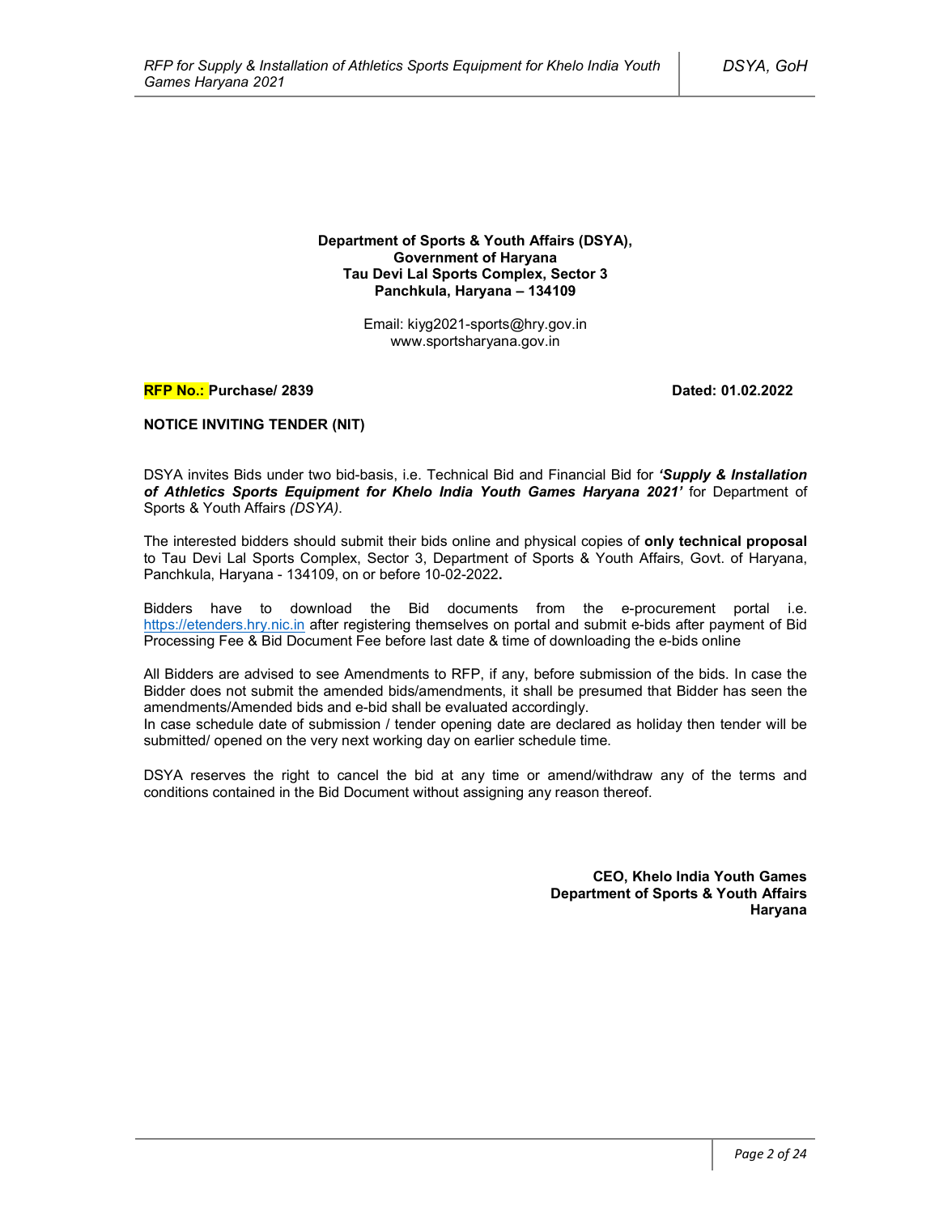**Department of Sports & Youth Affairs (DSYA),**
**Government of Haryana**
**Tau Devi Lal Sports Complex, Sector 3**
**Panchkula, Haryana – 134109**

Email: kiyg2021-sports@hry.gov.in
www.sportsharyana.gov.in

**RFP No.: Purchase/ 2839** **Dated: 01.02.2022**

**NOTICE INVITING TENDER (NIT)**

DSYA invites Bids under two bid-basis, i.e. Technical Bid and Financial Bid for ***'Supply & Installation of Athletics Sports Equipment for Khelo India Youth Games Haryana 2021'*** for Department of Sports & Youth Affairs *(DSYA)*.

The interested bidders should submit their bids online and physical copies of **only technical proposal** to Tau Devi Lal Sports Complex, Sector 3, Department of Sports & Youth Affairs, Govt. of Haryana, Panchkula, Haryana - 134109, on or before 10-02-2022**.**

Bidders have to download the Bid documents from the e-procurement portal i.e. https://etenders.hry.nic.in after registering themselves on portal and submit e-bids after payment of Bid Processing Fee & Bid Document Fee before last date & time of downloading the e-bids online

All Bidders are advised to see Amendments to RFP, if any, before submission of the bids. In case the Bidder does not submit the amended bids/amendments, it shall be presumed that Bidder has seen the amendments/Amended bids and e-bid shall be evaluated accordingly.
In case schedule date of submission / tender opening date are declared as holiday then tender will be submitted/ opened on the very next working day on earlier schedule time.

DSYA reserves the right to cancel the bid at any time or amend/withdraw any of the terms and conditions contained in the Bid Document without assigning any reason thereof.

**CEO, Khelo India Youth Games**
**Department of Sports & Youth Affairs**
**Haryana**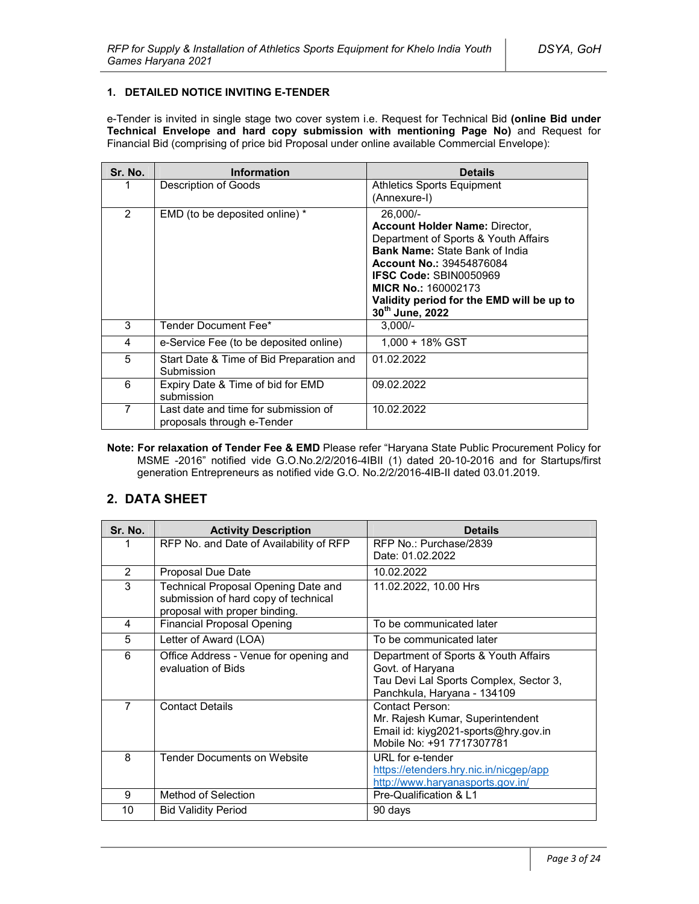### 1. DETAILED NOTICE INVITING E-TENDER

e-Tender is invited in single stage two cover system i.e. Request for Technical Bid **(online Bid under Technical Envelope and hard copy submission with mentioning Page No)** and Request for Financial Bid (comprising of price bid Proposal under online available Commercial Envelope):

| Sr. No. | Information | Details |
|---|---|---|
| 1 | Description of Goods | Athletics Sports Equipment (Annexure-I) |
| 2 | EMD (to be deposited online) * | 26,000/-<br>**Account Holder Name:** Director, Department of Sports & Youth Affairs<br>**Bank Name:** State Bank of India<br>**Account No.:** 39454876084<br>**IFSC Code:** SBIN0050969<br>**MICR No.:** 160002173<br>**Validity period for the EMD will be up to 30th June, 2022** |
| 3 | Tender Document Fee* | 3,000/- |
| 4 | e-Service Fee (to be deposited online) | 1,000 + 18% GST |
| 5 | Start Date & Time of Bid Preparation and Submission | 01.02.2022 |
| 6 | Expiry Date & Time of bid for EMD submission | 09.02.2022 |
| 7 | Last date and time for submission of proposals through e-Tender | 10.02.2022 |

**Note: For relaxation of Tender Fee & EMD** Please refer "Haryana State Public Procurement Policy for MSME -2016" notified vide G.O.No.2/2/2016-4IBII (1) dated 20-10-2016 and for Startups/first generation Entrepreneurs as notified vide G.O. No.2/2/2016-4IB-II dated 03.01.2019.

## 2. DATA SHEET

| Sr. No. | Activity Description | Details |
|---|---|---|
| 1 | RFP No. and Date of Availability of RFP | RFP No.: Purchase/2839<br>Date: 01.02.2022 |
| 2 | Proposal Due Date | 10.02.2022 |
| 3 | Technical Proposal Opening Date and submission of hard copy of technical proposal with proper binding. | 11.02.2022, 10.00 Hrs |
| 4 | Financial Proposal Opening | To be communicated later |
| 5 | Letter of Award (LOA) | To be communicated later |
| 6 | Office Address - Venue for opening and evaluation of Bids | Department of Sports & Youth Affairs<br>Govt. of Haryana<br>Tau Devi Lal Sports Complex, Sector 3, Panchkula, Haryana - 134109 |
| 7 | Contact Details | Contact Person:<br>Mr. Rajesh Kumar, Superintendent<br>Email id: kiyg2021-sports@hry.gov.in<br>Mobile No: +91 7717307781 |
| 8 | Tender Documents on Website | URL for e-tender<br>https://etenders.hry.nic.in/nicgep/app<br>http://www.haryanasports.gov.in/ |
| 9 | Method of Selection | Pre-Qualification & L1 |
| 10 | Bid Validity Period | 90 days |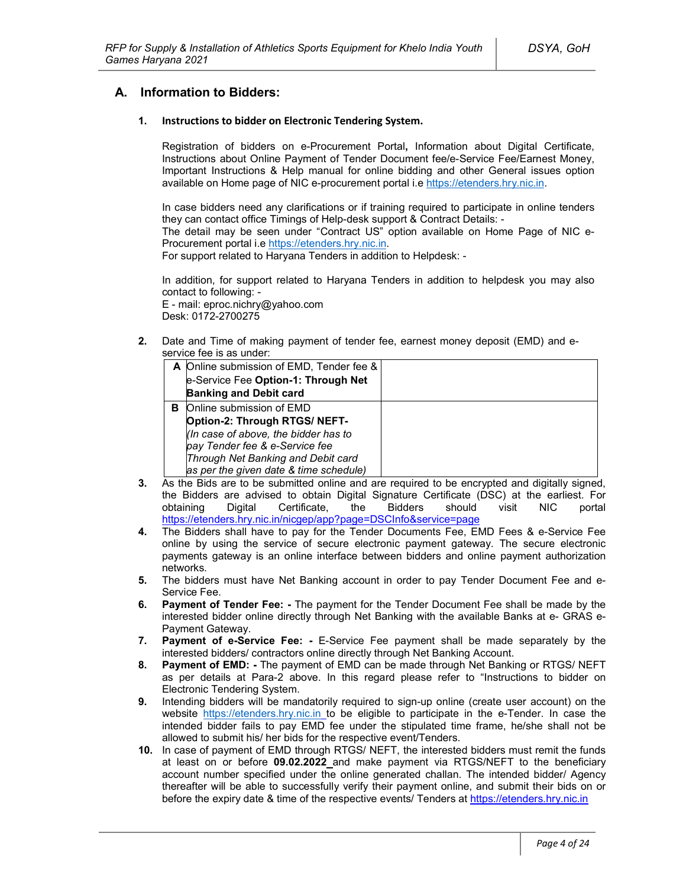## A. Information to Bidders:

### 1. Instructions to bidder on Electronic Tendering System.

Registration of bidders on e-Procurement Portal**,** Information about Digital Certificate, Instructions about Online Payment of Tender Document fee/e-Service Fee/Earnest Money, Important Instructions & Help manual for online bidding and other General issues option available on Home page of NIC e-procurement portal i.e https://etenders.hry.nic.in.

In case bidders need any clarifications or if training required to participate in online tenders they can contact office Timings of Help-desk support & Contract Details: -
The detail may be seen under "Contract US" option available on Home Page of NIC e-Procurement portal i.e https://etenders.hry.nic.in.
For support related to Haryana Tenders in addition to Helpdesk: -

In addition, for support related to Haryana Tenders in addition to helpdesk you may also contact to following: -
E - mail: eproc.nichry@yahoo.com
Desk: 0172-2700275

**2.** Date and Time of making payment of tender fee, earnest money deposit (EMD) and e-service fee is as under:

| | | |
|---|---|---|
| **A** | Online submission of EMD, Tender fee & e-Service Fee **Option-1: Through Net Banking and Debit card** | |
| **B** | Online submission of EMD **Option-2: Through RTGS/ NEFT-** *(In case of above, the bidder has to pay Tender fee & e-Service fee Through Net Banking and Debit card as per the given date & time schedule)* | |

**3.** As the Bids are to be submitted online and are required to be encrypted and digitally signed, the Bidders are advised to obtain Digital Signature Certificate (DSC) at the earliest. For obtaining Digital Certificate, the Bidders should visit NIC portal https://etenders.hry.nic.in/nicgep/app?page=DSCInfo&service=page

**4.** The Bidders shall have to pay for the Tender Documents Fee, EMD Fees & e-Service Fee online by using the service of secure electronic payment gateway. The secure electronic payments gateway is an online interface between bidders and online payment authorization networks.

**5.** The bidders must have Net Banking account in order to pay Tender Document Fee and e-Service Fee.

**6.** **Payment of Tender Fee: -** The payment for the Tender Document Fee shall be made by the interested bidder online directly through Net Banking with the available Banks at e- GRAS e-Payment Gateway.

**7.** **Payment of e-Service Fee: -** E-Service Fee payment shall be made separately by the interested bidders/ contractors online directly through Net Banking Account.

**8.** **Payment of EMD: -** The payment of EMD can be made through Net Banking or RTGS/ NEFT as per details at Para-2 above. In this regard please refer to "Instructions to bidder on Electronic Tendering System.

**9.** Intending bidders will be mandatorily required to sign-up online (create user account) on the website https://etenders.hry.nic.in to be eligible to participate in the e-Tender. In case the intended bidder fails to pay EMD fee under the stipulated time frame, he/she shall not be allowed to submit his/ her bids for the respective event/Tenders.

**10.** In case of payment of EMD through RTGS/ NEFT, the interested bidders must remit the funds at least on or before **09.02.2022** and make payment via RTGS/NEFT to the beneficiary account number specified under the online generated challan. The intended bidder/ Agency thereafter will be able to successfully verify their payment online, and submit their bids on or before the expiry date & time of the respective events/ Tenders at https://etenders.hry.nic.in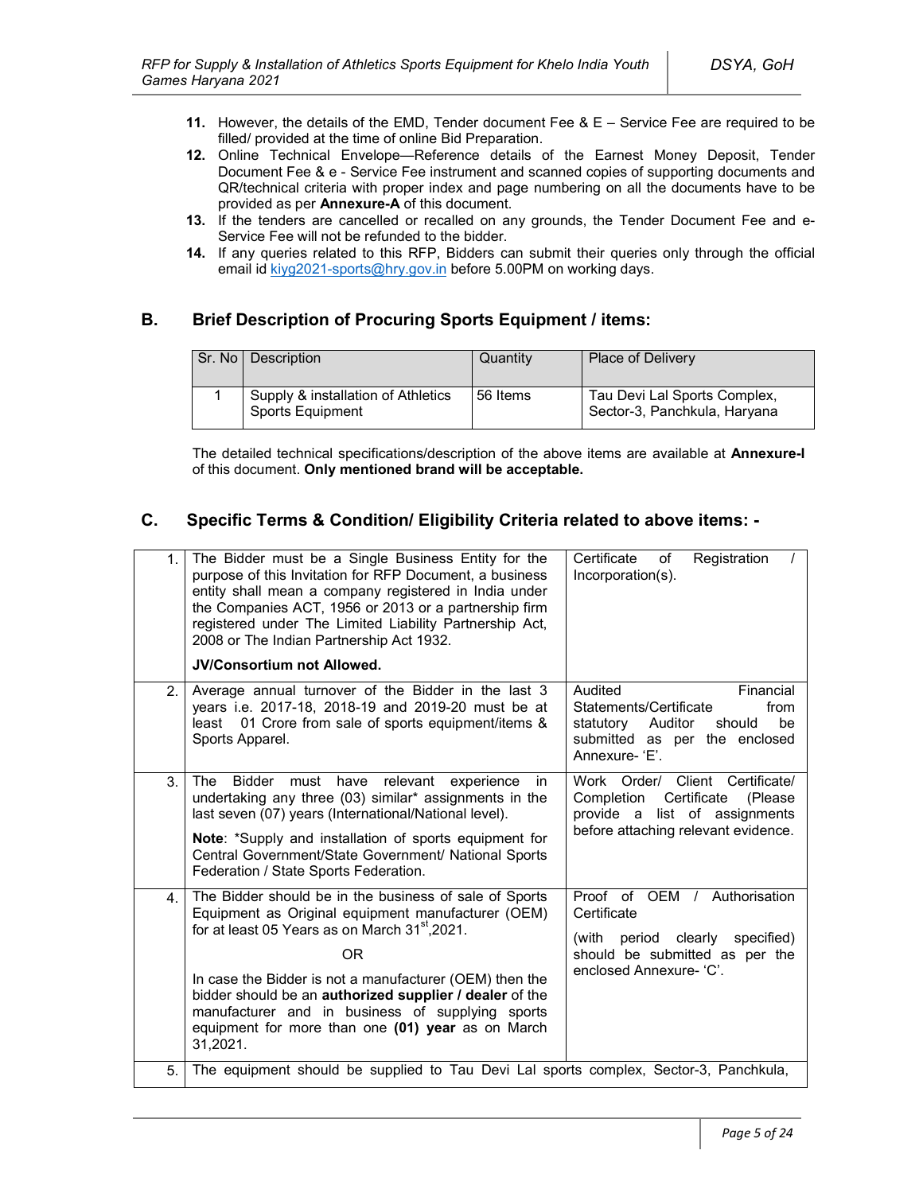11. However, the details of the EMD, Tender document Fee & E – Service Fee are required to be filled/ provided at the time of online Bid Preparation.
12. Online Technical Envelope—Reference details of the Earnest Money Deposit, Tender Document Fee & e - Service Fee instrument and scanned copies of supporting documents and QR/technical criteria with proper index and page numbering on all the documents have to be provided as per **Annexure-A** of this document.
13. If the tenders are cancelled or recalled on any grounds, the Tender Document Fee and e-Service Fee will not be refunded to the bidder.
14. If any queries related to this RFP, Bidders can submit their queries only through the official email id kiyg2021-sports@hry.gov.in before 5.00PM on working days.

## B. Brief Description of Procuring Sports Equipment / items:

| Sr. No | Description | Quantity | Place of Delivery |
|---|---|---|---|
| 1 | Supply & installation of Athletics Sports Equipment | 56 Items | Tau Devi Lal Sports Complex, Sector-3, Panchkula, Haryana |

The detailed technical specifications/description of the above items are available at **Annexure-I** of this document. **Only mentioned brand will be acceptable.**

## C. Specific Terms & Condition/ Eligibility Criteria related to above items: -

| | | |
|---|---|---|
| 1. | The Bidder must be a Single Business Entity for the purpose of this Invitation for RFP Document, a business entity shall mean a company registered in India under the Companies ACT, 1956 or 2013 or a partnership firm registered under The Limited Liability Partnership Act, 2008 or The Indian Partnership Act 1932.<br><br>**JV/Consortium not Allowed.** | Certificate of Registration / Incorporation(s). |
| 2. | Average annual turnover of the Bidder in the last 3 years i.e. 2017-18, 2018-19 and 2019-20 must be at least 01 Crore from sale of sports equipment/items & Sports Apparel. | Audited Financial Statements/Certificate from statutory Auditor should be submitted as per the enclosed Annexure- 'E'. |
| 3. | The Bidder must have relevant experience in undertaking any three (03) similar* assignments in the last seven (07) years (International/National level).<br><br>**Note**: *Supply and installation of sports equipment for Central Government/State Government/ National Sports Federation / State Sports Federation. | Work Order/ Client Certificate/ Completion Certificate (Please provide a list of assignments before attaching relevant evidence. |
| 4. | The Bidder should be in the business of sale of Sports Equipment as Original equipment manufacturer (OEM) for at least 05 Years as on March 31st,2021.<br><br>OR<br><br>In case the Bidder is not a manufacturer (OEM) then the bidder should be an **authorized supplier / dealer** of the manufacturer and in business of supplying sports equipment for more than one **(01) year** as on March 31,2021. | Proof of OEM / Authorisation Certificate<br><br>(with period clearly specified) should be submitted as per the enclosed Annexure- 'C'. |
| 5. | The equipment should be supplied to Tau Devi Lal sports complex, Sector-3, Panchkula, | |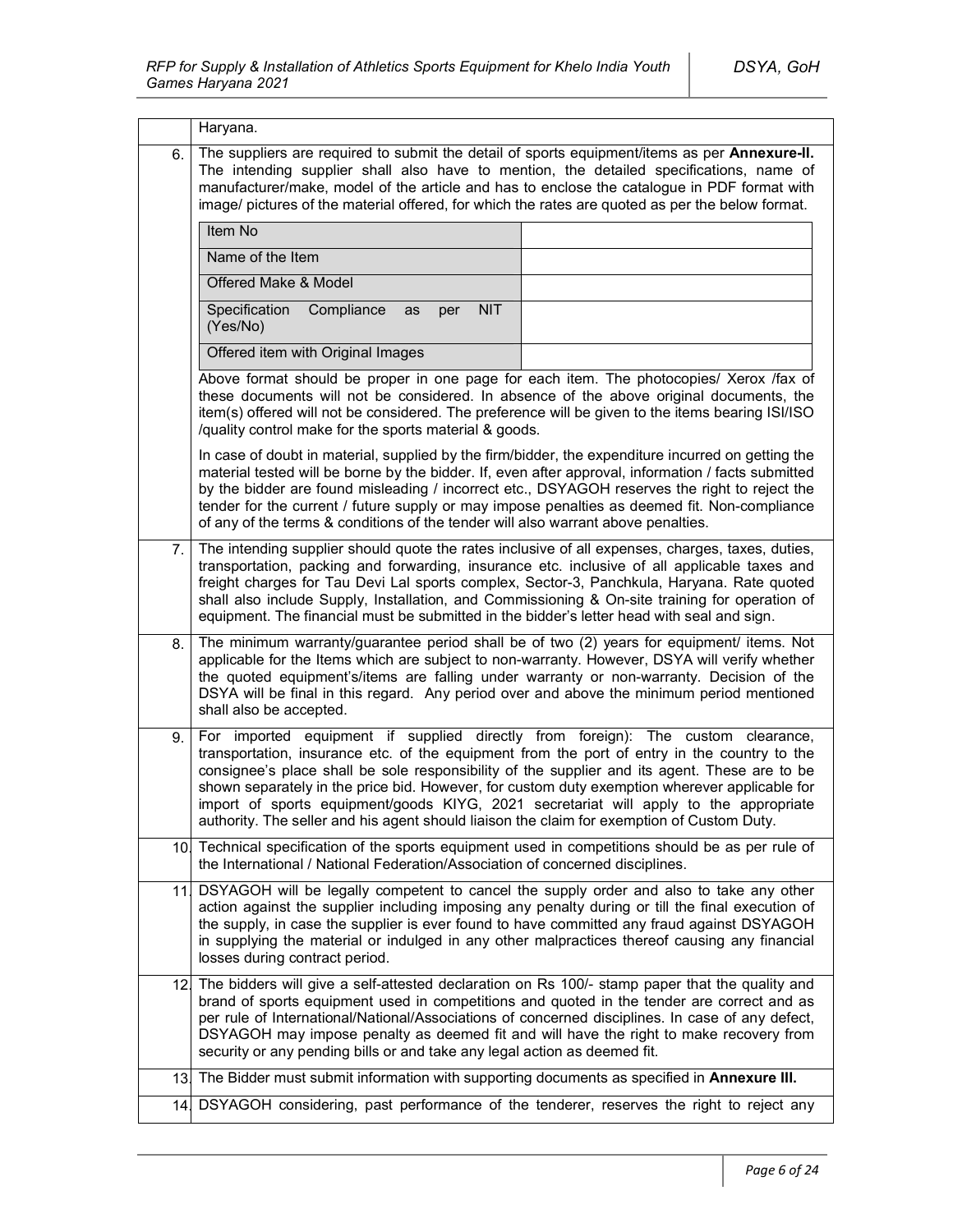| | |
|---|---|
| | Haryana. |
| 6. | The suppliers are required to submit the detail of sports equipment/items as per **Annexure-II.** The intending supplier shall also have to mention, the detailed specifications, name of manufacturer/make, model of the article and has to enclose the catalogue in PDF format with image/ pictures of the material offered, for which the rates are quoted as per the below format. |

| Item No | |
|---|---|
| Name of the Item | |
| Offered Make & Model | |
| Specification Compliance as per NIT (Yes/No) | |
| Offered item with Original Images | |

Above format should be proper in one page for each item. The photocopies/ Xerox /fax of these documents will not be considered. In absence of the above original documents, the item(s) offered will not be considered. The preference will be given to the items bearing ISI/ISO /quality control make for the sports material & goods.

In case of doubt in material, supplied by the firm/bidder, the expenditure incurred on getting the material tested will be borne by the bidder. If, even after approval, information / facts submitted by the bidder are found misleading / incorrect etc., DSYAGOH reserves the right to reject the tender for the current / future supply or may impose penalties as deemed fit. Non-compliance of any of the terms & conditions of the tender will also warrant above penalties.

| | |
|---|---|
| 7. | The intending supplier should quote the rates inclusive of all expenses, charges, taxes, duties, transportation, packing and forwarding, insurance etc. inclusive of all applicable taxes and freight charges for Tau Devi Lal sports complex, Sector-3, Panchkula, Haryana. Rate quoted shall also include Supply, Installation, and Commissioning & On-site training for operation of equipment. The financial must be submitted in the bidder's letter head with seal and sign. |
| 8. | The minimum warranty/guarantee period shall be of two (2) years for equipment/ items. Not applicable for the Items which are subject to non-warranty. However, DSYA will verify whether the quoted equipment's/items are falling under warranty or non-warranty. Decision of the DSYA will be final in this regard. Any period over and above the minimum period mentioned shall also be accepted. |
| 9. | For imported equipment if supplied directly from foreign): The custom clearance, transportation, insurance etc. of the equipment from the port of entry in the country to the consignee's place shall be sole responsibility of the supplier and its agent. These are to be shown separately in the price bid. However, for custom duty exemption wherever applicable for import of sports equipment/goods KIYG, 2021 secretariat will apply to the appropriate authority. The seller and his agent should liaison the claim for exemption of Custom Duty. |
| 10. | Technical specification of the sports equipment used in competitions should be as per rule of the International / National Federation/Association of concerned disciplines. |
| 11. | DSYAGOH will be legally competent to cancel the supply order and also to take any other action against the supplier including imposing any penalty during or till the final execution of the supply, in case the supplier is ever found to have committed any fraud against DSYAGOH in supplying the material or indulged in any other malpractices thereof causing any financial losses during contract period. |
| 12. | The bidders will give a self-attested declaration on Rs 100/- stamp paper that the quality and brand of sports equipment used in competitions and quoted in the tender are correct and as per rule of International/National/Associations of concerned disciplines. In case of any defect, DSYAGOH may impose penalty as deemed fit and will have the right to make recovery from security or any pending bills or and take any legal action as deemed fit. |
| 13. | The Bidder must submit information with supporting documents as specified in **Annexure III.** |
| 14. | DSYAGOH considering, past performance of the tenderer, reserves the right to reject any |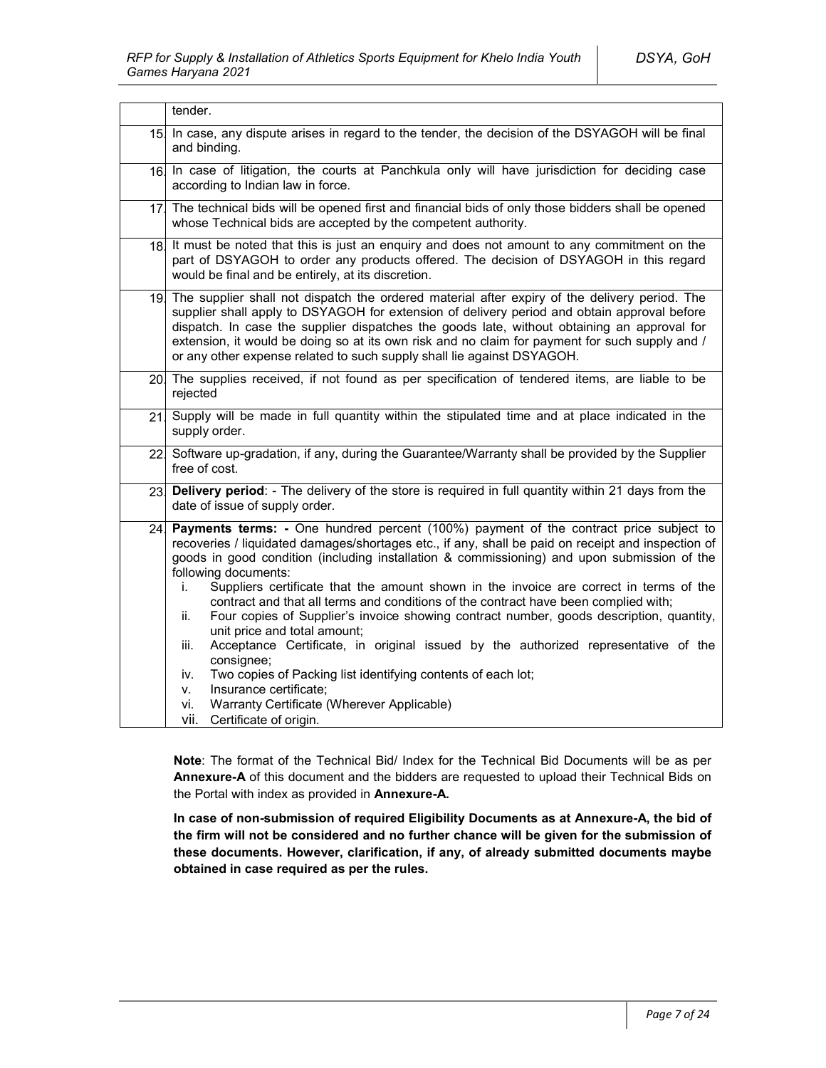|  |  |
|---|---|
|  | tender. |
| 15. | In case, any dispute arises in regard to the tender, the decision of the DSYAGOH will be final and binding. |
| 16. | In case of litigation, the courts at Panchkula only will have jurisdiction for deciding case according to Indian law in force. |
| 17. | The technical bids will be opened first and financial bids of only those bidders shall be opened whose Technical bids are accepted by the competent authority. |
| 18. | It must be noted that this is just an enquiry and does not amount to any commitment on the part of DSYAGOH to order any products offered. The decision of DSYAGOH in this regard would be final and be entirely, at its discretion. |
| 19. | The supplier shall not dispatch the ordered material after expiry of the delivery period. The supplier shall apply to DSYAGOH for extension of delivery period and obtain approval before dispatch. In case the supplier dispatches the goods late, without obtaining an approval for extension, it would be doing so at its own risk and no claim for payment for such supply and / or any other expense related to such supply shall lie against DSYAGOH. |
| 20. | The supplies received, if not found as per specification of tendered items, are liable to be rejected |
| 21. | Supply will be made in full quantity within the stipulated time and at place indicated in the supply order. |
| 22. | Software up-gradation, if any, during the Guarantee/Warranty shall be provided by the Supplier free of cost. |
| 23. | **Delivery period**: - The delivery of the store is required in full quantity within 21 days from the date of issue of supply order. |
| 24. | **Payments terms: -** One hundred percent (100%) payment of the contract price subject to recoveries / liquidated damages/shortages etc., if any, shall be paid on receipt and inspection of goods in good condition (including installation & commissioning) and upon submission of the following documents:<br>i. Suppliers certificate that the amount shown in the invoice are correct in terms of the contract and that all terms and conditions of the contract have been complied with;<br>ii. Four copies of Supplier's invoice showing contract number, goods description, quantity, unit price and total amount;<br>iii. Acceptance Certificate, in original issued by the authorized representative of the consignee;<br>iv. Two copies of Packing list identifying contents of each lot;<br>v. Insurance certificate;<br>vi. Warranty Certificate (Wherever Applicable)<br>vii. Certificate of origin. |

**Note**: The format of the Technical Bid/ Index for the Technical Bid Documents will be as per **Annexure-A** of this document and the bidders are requested to upload their Technical Bids on the Portal with index as provided in **Annexure-A.**

**In case of non-submission of required Eligibility Documents as at Annexure-A, the bid of the firm will not be considered and no further chance will be given for the submission of these documents. However, clarification, if any, of already submitted documents maybe obtained in case required as per the rules.**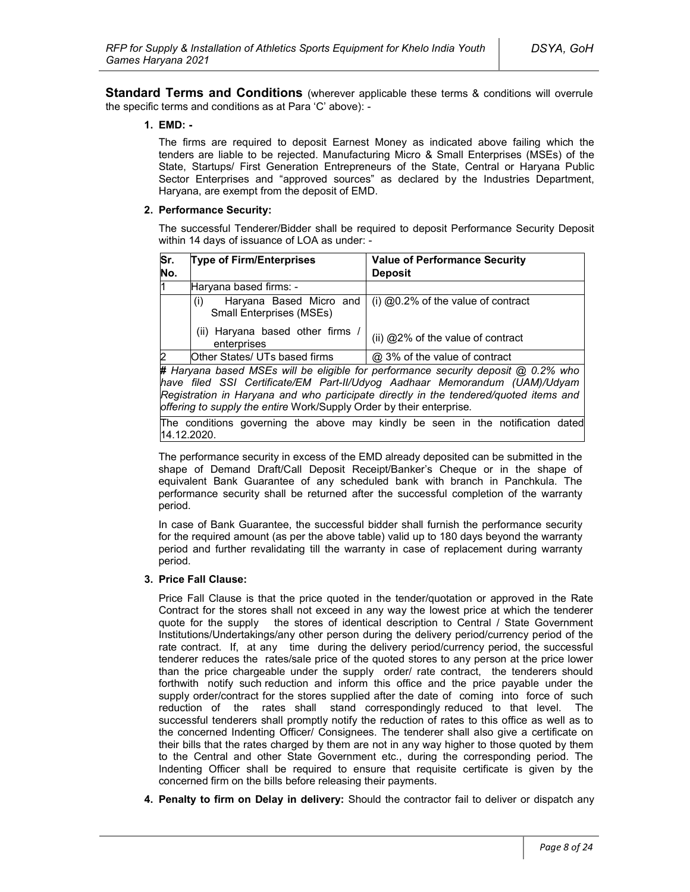**Standard Terms and Conditions** (wherever applicable these terms & conditions will overrule the specific terms and conditions as at Para 'C' above): -

**1. EMD: -**

The firms are required to deposit Earnest Money as indicated above failing which the tenders are liable to be rejected. Manufacturing Micro & Small Enterprises (MSEs) of the State, Startups/ First Generation Entrepreneurs of the State, Central or Haryana Public Sector Enterprises and "approved sources" as declared by the Industries Department, Haryana, are exempt from the deposit of EMD.

**2. Performance Security:**

The successful Tenderer/Bidder shall be required to deposit Performance Security Deposit within 14 days of issuance of LOA as under: -

| Sr. No. | Type of Firm/Enterprises | Value of Performance Security Deposit |
|---|---|---|
| 1 | Haryana based firms: - | |
| | (i) Haryana Based Micro and Small Enterprises (MSEs) | (i) @0.2% of the value of contract |
| | (ii) Haryana based other firms / enterprises | (ii) @2% of the value of contract |
| 2 | Other States/ UTs based firms | @ 3% of the value of contract |
| *# Haryana based MSEs will be eligible for performance security deposit @ 0.2% who have filed SSI Certificate/EM Part-II/Udyog Aadhaar Memorandum (UAM)/Udyam Registration in Haryana and who participate directly in the tendered/quoted items and offering to supply the entire* Work/Supply Order by their enterprise. | | |
| The conditions governing the above may kindly be seen in the notification dated 14.12.2020. | | |

The performance security in excess of the EMD already deposited can be submitted in the shape of Demand Draft/Call Deposit Receipt/Banker's Cheque or in the shape of equivalent Bank Guarantee of any scheduled bank with branch in Panchkula. The performance security shall be returned after the successful completion of the warranty period.

In case of Bank Guarantee, the successful bidder shall furnish the performance security for the required amount (as per the above table) valid up to 180 days beyond the warranty period and further revalidating till the warranty in case of replacement during warranty period.

**3. Price Fall Clause:**

Price Fall Clause is that the price quoted in the tender/quotation or approved in the Rate Contract for the stores shall not exceed in any way the lowest price at which the tenderer quote for the supply the stores of identical description to Central / State Government Institutions/Undertakings/any other person during the delivery period/currency period of the rate contract. If, at any time during the delivery period/currency period, the successful tenderer reduces the rates/sale price of the quoted stores to any person at the price lower than the price chargeable under the supply order/ rate contract, the tenderers should forthwith notify such reduction and inform this office and the price payable under the supply order/contract for the stores supplied after the date of coming into force of such reduction of the rates shall stand correspondingly reduced to that level. The successful tenderers shall promptly notify the reduction of rates to this office as well as to the concerned Indenting Officer/ Consignees. The tenderer shall also give a certificate on their bills that the rates charged by them are not in any way higher to those quoted by them to the Central and other State Government etc., during the corresponding period. The Indenting Officer shall be required to ensure that requisite certificate is given by the concerned firm on the bills before releasing their payments.

**4. Penalty to firm on Delay in delivery:** Should the contractor fail to deliver or dispatch any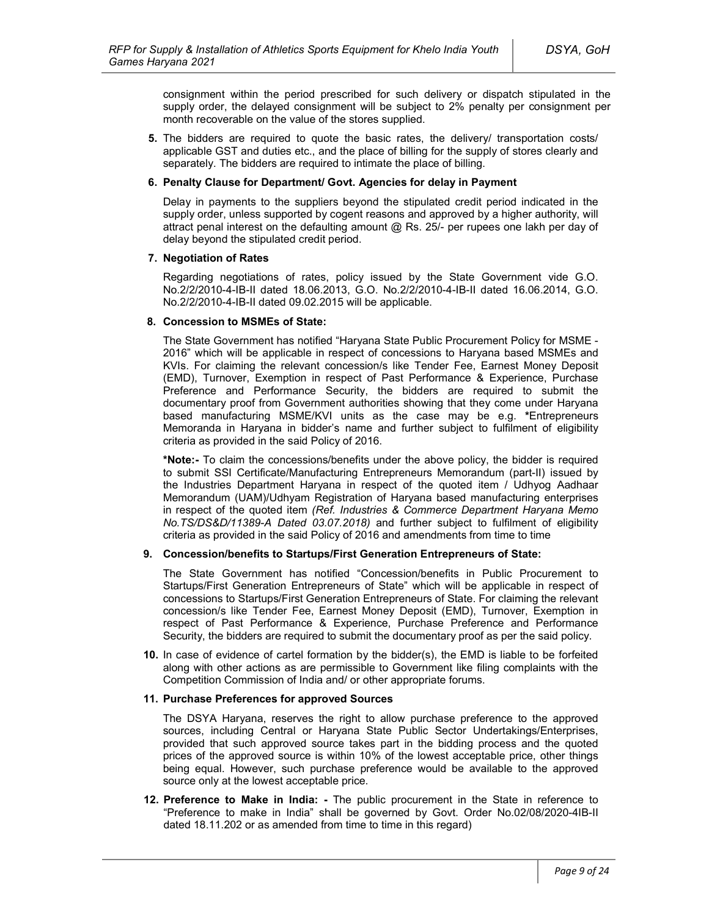consignment within the period prescribed for such delivery or dispatch stipulated in the supply order, the delayed consignment will be subject to 2% penalty per consignment per month recoverable on the value of the stores supplied.

**5.** The bidders are required to quote the basic rates, the delivery/ transportation costs/ applicable GST and duties etc., and the place of billing for the supply of stores clearly and separately. The bidders are required to intimate the place of billing.

**6. Penalty Clause for Department/ Govt. Agencies for delay in Payment**

Delay in payments to the suppliers beyond the stipulated credit period indicated in the supply order, unless supported by cogent reasons and approved by a higher authority, will attract penal interest on the defaulting amount @ Rs. 25/- per rupees one lakh per day of delay beyond the stipulated credit period.

**7. Negotiation of Rates**

Regarding negotiations of rates, policy issued by the State Government vide G.O. No.2/2/2010-4-IB-II dated 18.06.2013, G.O. No.2/2/2010-4-IB-II dated 16.06.2014, G.O. No.2/2/2010-4-IB-II dated 09.02.2015 will be applicable.

**8. Concession to MSMEs of State:**

The State Government has notified "Haryana State Public Procurement Policy for MSME - 2016" which will be applicable in respect of concessions to Haryana based MSMEs and KVIs. For claiming the relevant concession/s like Tender Fee, Earnest Money Deposit (EMD), Turnover, Exemption in respect of Past Performance & Experience, Purchase Preference and Performance Security, the bidders are required to submit the documentary proof from Government authorities showing that they come under Haryana based manufacturing MSME/KVI units as the case may be e.g. ***Entrepreneurs Memoranda in Haryana in bidder's name and further subject to fulfilment of eligibility criteria as provided in the said Policy of 2016.

***Note:-** To claim the concessions/benefits under the above policy, the bidder is required to submit SSI Certificate/Manufacturing Entrepreneurs Memorandum (part-II) issued by the Industries Department Haryana in respect of the quoted item / Udhyog Aadhaar Memorandum (UAM)/Udhyam Registration of Haryana based manufacturing enterprises in respect of the quoted item *(Ref. Industries & Commerce Department Haryana Memo No.TS/DS&D/11389-A Dated 03.07.2018)* and further subject to fulfilment of eligibility criteria as provided in the said Policy of 2016 and amendments from time to time

**9. Concession/benefits to Startups/First Generation Entrepreneurs of State:**

The State Government has notified "Concession/benefits in Public Procurement to Startups/First Generation Entrepreneurs of State" which will be applicable in respect of concessions to Startups/First Generation Entrepreneurs of State. For claiming the relevant concession/s like Tender Fee, Earnest Money Deposit (EMD), Turnover, Exemption in respect of Past Performance & Experience, Purchase Preference and Performance Security, the bidders are required to submit the documentary proof as per the said policy.

**10.** In case of evidence of cartel formation by the bidder(s), the EMD is liable to be forfeited along with other actions as are permissible to Government like filing complaints with the Competition Commission of India and/ or other appropriate forums.

**11. Purchase Preferences for approved Sources**

The DSYA Haryana, reserves the right to allow purchase preference to the approved sources, including Central or Haryana State Public Sector Undertakings/Enterprises, provided that such approved source takes part in the bidding process and the quoted prices of the approved source is within 10% of the lowest acceptable price, other things being equal. However, such purchase preference would be available to the approved source only at the lowest acceptable price.

**12. Preference to Make in India: -** The public procurement in the State in reference to "Preference to make in India" shall be governed by Govt. Order No.02/08/2020-4IB-II dated 18.11.202 or as amended from time to time in this regard)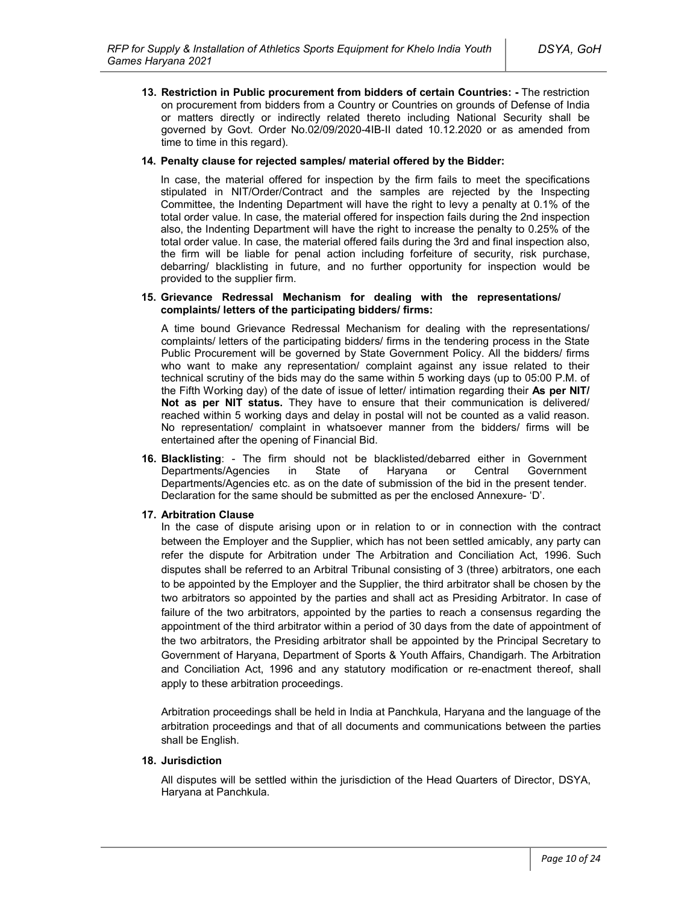13. **Restriction in Public procurement from bidders of certain Countries: -** The restriction on procurement from bidders from a Country or Countries on grounds of Defense of India or matters directly or indirectly related thereto including National Security shall be governed by Govt. Order No.02/09/2020-4IB-II dated 10.12.2020 or as amended from time to time in this regard).

14. **Penalty clause for rejected samples/ material offered by the Bidder:**

    In case, the material offered for inspection by the firm fails to meet the specifications stipulated in NIT/Order/Contract and the samples are rejected by the Inspecting Committee, the Indenting Department will have the right to levy a penalty at 0.1% of the total order value. In case, the material offered for inspection fails during the 2nd inspection also, the Indenting Department will have the right to increase the penalty to 0.25% of the total order value. In case, the material offered fails during the 3rd and final inspection also, the firm will be liable for penal action including forfeiture of security, risk purchase, debarring/ blacklisting in future, and no further opportunity for inspection would be provided to the supplier firm.

15. **Grievance Redressal Mechanism for dealing with the representations/ complaints/ letters of the participating bidders/ firms:**

    A time bound Grievance Redressal Mechanism for dealing with the representations/ complaints/ letters of the participating bidders/ firms in the tendering process in the State Public Procurement will be governed by State Government Policy. All the bidders/ firms who want to make any representation/ complaint against any issue related to their technical scrutiny of the bids may do the same within 5 working days (up to 05:00 P.M. of the Fifth Working day) of the date of issue of letter/ intimation regarding their **As per NIT/ Not as per NIT status.** They have to ensure that their communication is delivered/ reached within 5 working days and delay in postal will not be counted as a valid reason. No representation/ complaint in whatsoever manner from the bidders/ firms will be entertained after the opening of Financial Bid.

16. **Blacklisting**: - The firm should not be blacklisted/debarred either in Government Departments/Agencies in State of Haryana or Central Government Departments/Agencies etc. as on the date of submission of the bid in the present tender. Declaration for the same should be submitted as per the enclosed Annexure- 'D'.

17. **Arbitration Clause**

    In the case of dispute arising upon or in relation to or in connection with the contract between the Employer and the Supplier, which has not been settled amicably, any party can refer the dispute for Arbitration under The Arbitration and Conciliation Act, 1996. Such disputes shall be referred to an Arbitral Tribunal consisting of 3 (three) arbitrators, one each to be appointed by the Employer and the Supplier, the third arbitrator shall be chosen by the two arbitrators so appointed by the parties and shall act as Presiding Arbitrator. In case of failure of the two arbitrators, appointed by the parties to reach a consensus regarding the appointment of the third arbitrator within a period of 30 days from the date of appointment of the two arbitrators, the Presiding arbitrator shall be appointed by the Principal Secretary to Government of Haryana, Department of Sports & Youth Affairs, Chandigarh. The Arbitration and Conciliation Act, 1996 and any statutory modification or re-enactment thereof, shall apply to these arbitration proceedings.

    Arbitration proceedings shall be held in India at Panchkula, Haryana and the language of the arbitration proceedings and that of all documents and communications between the parties shall be English.

18. **Jurisdiction**

    All disputes will be settled within the jurisdiction of the Head Quarters of Director, DSYA, Haryana at Panchkula.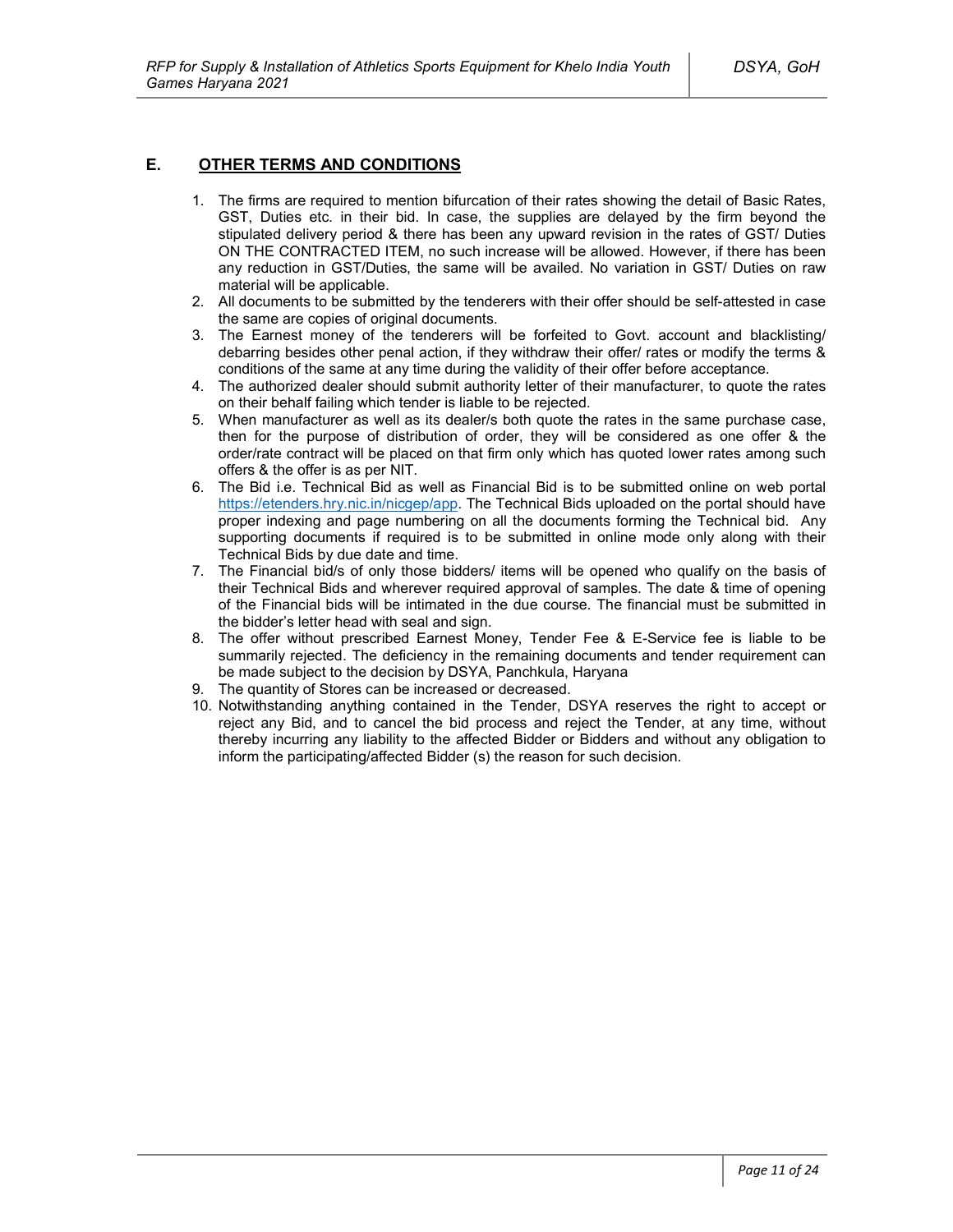## E. OTHER TERMS AND CONDITIONS

1. The firms are required to mention bifurcation of their rates showing the detail of Basic Rates, GST, Duties etc. in their bid. In case, the supplies are delayed by the firm beyond the stipulated delivery period & there has been any upward revision in the rates of GST/ Duties ON THE CONTRACTED ITEM, no such increase will be allowed. However, if there has been any reduction in GST/Duties, the same will be availed. No variation in GST/ Duties on raw material will be applicable.
2. All documents to be submitted by the tenderers with their offer should be self-attested in case the same are copies of original documents.
3. The Earnest money of the tenderers will be forfeited to Govt. account and blacklisting/ debarring besides other penal action, if they withdraw their offer/ rates or modify the terms & conditions of the same at any time during the validity of their offer before acceptance.
4. The authorized dealer should submit authority letter of their manufacturer, to quote the rates on their behalf failing which tender is liable to be rejected.
5. When manufacturer as well as its dealer/s both quote the rates in the same purchase case, then for the purpose of distribution of order, they will be considered as one offer & the order/rate contract will be placed on that firm only which has quoted lower rates among such offers & the offer is as per NIT.
6. The Bid i.e. Technical Bid as well as Financial Bid is to be submitted online on web portal https://etenders.hry.nic.in/nicgep/app. The Technical Bids uploaded on the portal should have proper indexing and page numbering on all the documents forming the Technical bid. Any supporting documents if required is to be submitted in online mode only along with their Technical Bids by due date and time.
7. The Financial bid/s of only those bidders/ items will be opened who qualify on the basis of their Technical Bids and wherever required approval of samples. The date & time of opening of the Financial bids will be intimated in the due course. The financial must be submitted in the bidder's letter head with seal and sign.
8. The offer without prescribed Earnest Money, Tender Fee & E-Service fee is liable to be summarily rejected. The deficiency in the remaining documents and tender requirement can be made subject to the decision by DSYA, Panchkula, Haryana
9. The quantity of Stores can be increased or decreased.
10. Notwithstanding anything contained in the Tender, DSYA reserves the right to accept or reject any Bid, and to cancel the bid process and reject the Tender, at any time, without thereby incurring any liability to the affected Bidder or Bidders and without any obligation to inform the participating/affected Bidder (s) the reason for such decision.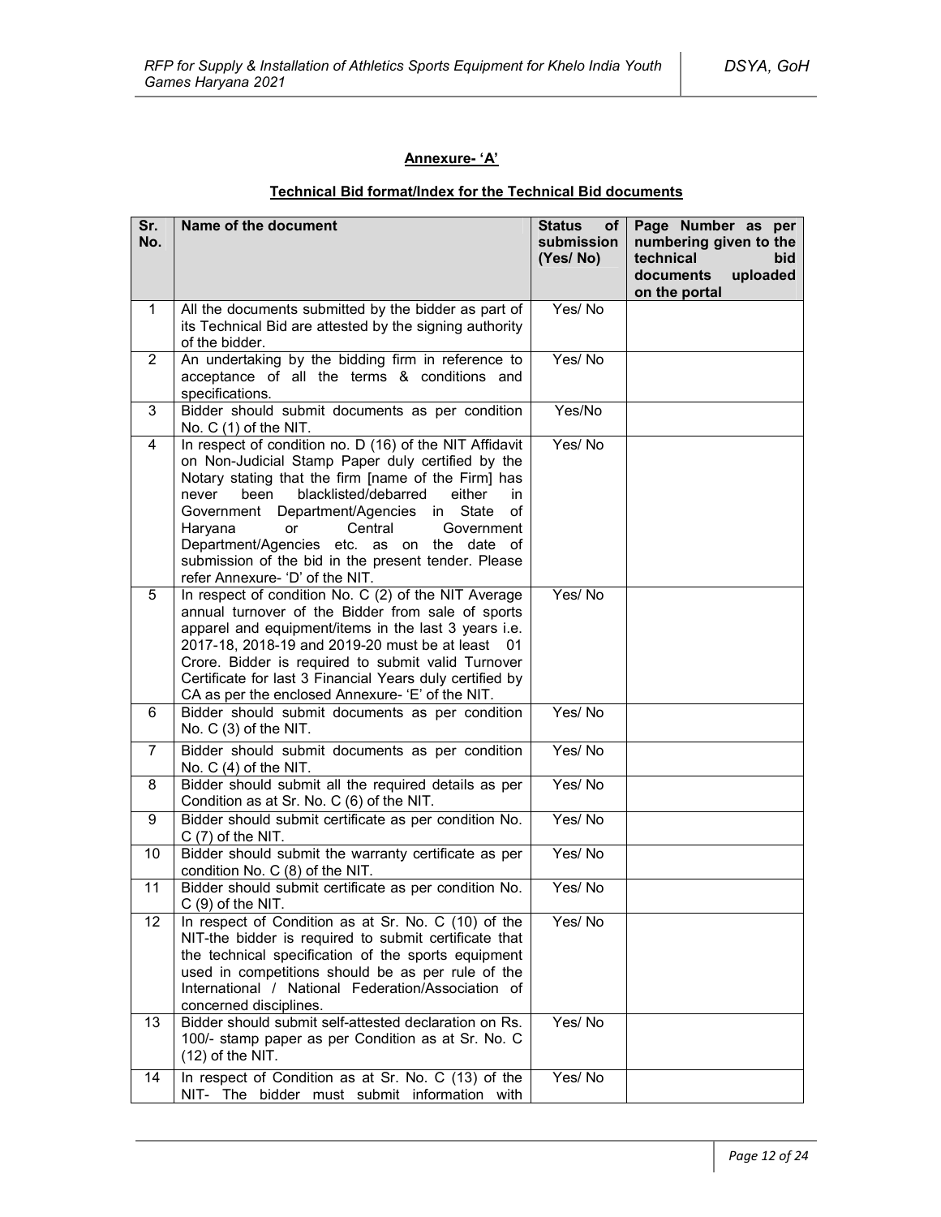**Annexure- 'A'**

**Technical Bid format/Index for the Technical Bid documents**

| Sr. No. | Name of the document | Status of submission (Yes/ No) | Page Number as per numbering given to the technical bid documents uploaded on the portal |
|---|---|---|---|
| 1 | All the documents submitted by the bidder as part of its Technical Bid are attested by the signing authority of the bidder. | Yes/ No | |
| 2 | An undertaking by the bidding firm in reference to acceptance of all the terms & conditions and specifications. | Yes/ No | |
| 3 | Bidder should submit documents as per condition No. C (1) of the NIT. | Yes/No | |
| 4 | In respect of condition no. D (16) of the NIT Affidavit on Non-Judicial Stamp Paper duly certified by the Notary stating that the firm [name of the Firm] has never been blacklisted/debarred either in Government Department/Agencies in State of Haryana or Central Government Department/Agencies etc. as on the date of submission of the bid in the present tender. Please refer Annexure- 'D' of the NIT. | Yes/ No | |
| 5 | In respect of condition No. C (2) of the NIT Average annual turnover of the Bidder from sale of sports apparel and equipment/items in the last 3 years i.e. 2017-18, 2018-19 and 2019-20 must be at least 01 Crore. Bidder is required to submit valid Turnover Certificate for last 3 Financial Years duly certified by CA as per the enclosed Annexure- 'E' of the NIT. | Yes/ No | |
| 6 | Bidder should submit documents as per condition No. C (3) of the NIT. | Yes/ No | |
| 7 | Bidder should submit documents as per condition No. C (4) of the NIT. | Yes/ No | |
| 8 | Bidder should submit all the required details as per Condition as at Sr. No. C (6) of the NIT. | Yes/ No | |
| 9 | Bidder should submit certificate as per condition No. C (7) of the NIT. | Yes/ No | |
| 10 | Bidder should submit the warranty certificate as per condition No. C (8) of the NIT. | Yes/ No | |
| 11 | Bidder should submit certificate as per condition No. C (9) of the NIT. | Yes/ No | |
| 12 | In respect of Condition as at Sr. No. C (10) of the NIT-the bidder is required to submit certificate that the technical specification of the sports equipment used in competitions should be as per rule of the International / National Federation/Association of concerned disciplines. | Yes/ No | |
| 13 | Bidder should submit self-attested declaration on Rs. 100/- stamp paper as per Condition as at Sr. No. C (12) of the NIT. | Yes/ No | |
| 14 | In respect of Condition as at Sr. No. C (13) of the NIT- The bidder must submit information with | Yes/ No | |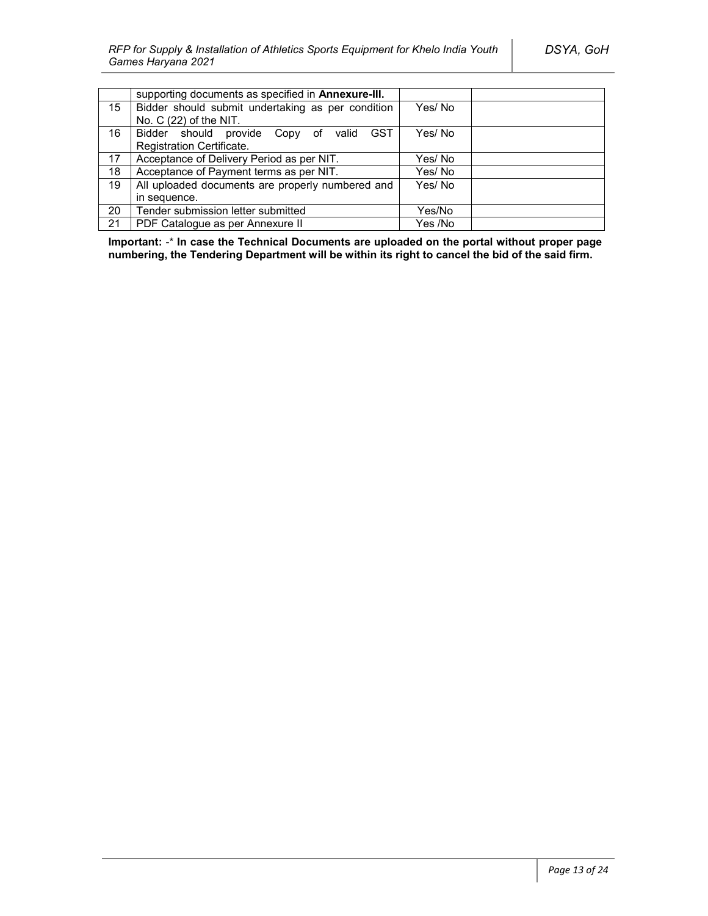| | | | |
|---|---|---|---|
| | supporting documents as specified in **Annexure-III.** | | |
| 15 | Bidder should submit undertaking as per condition No. C (22) of the NIT. | Yes/ No | |
| 16 | Bidder should provide Copy of valid GST Registration Certificate. | Yes/ No | |
| 17 | Acceptance of Delivery Period as per NIT. | Yes/ No | |
| 18 | Acceptance of Payment terms as per NIT. | Yes/ No | |
| 19 | All uploaded documents are properly numbered and in sequence. | Yes/ No | |
| 20 | Tender submission letter submitted | Yes/No | |
| 21 | PDF Catalogue as per Annexure II | Yes /No | |

**Important:** -* **In case the Technical Documents are uploaded on the portal without proper page numbering, the Tendering Department will be within its right to cancel the bid of the said firm.**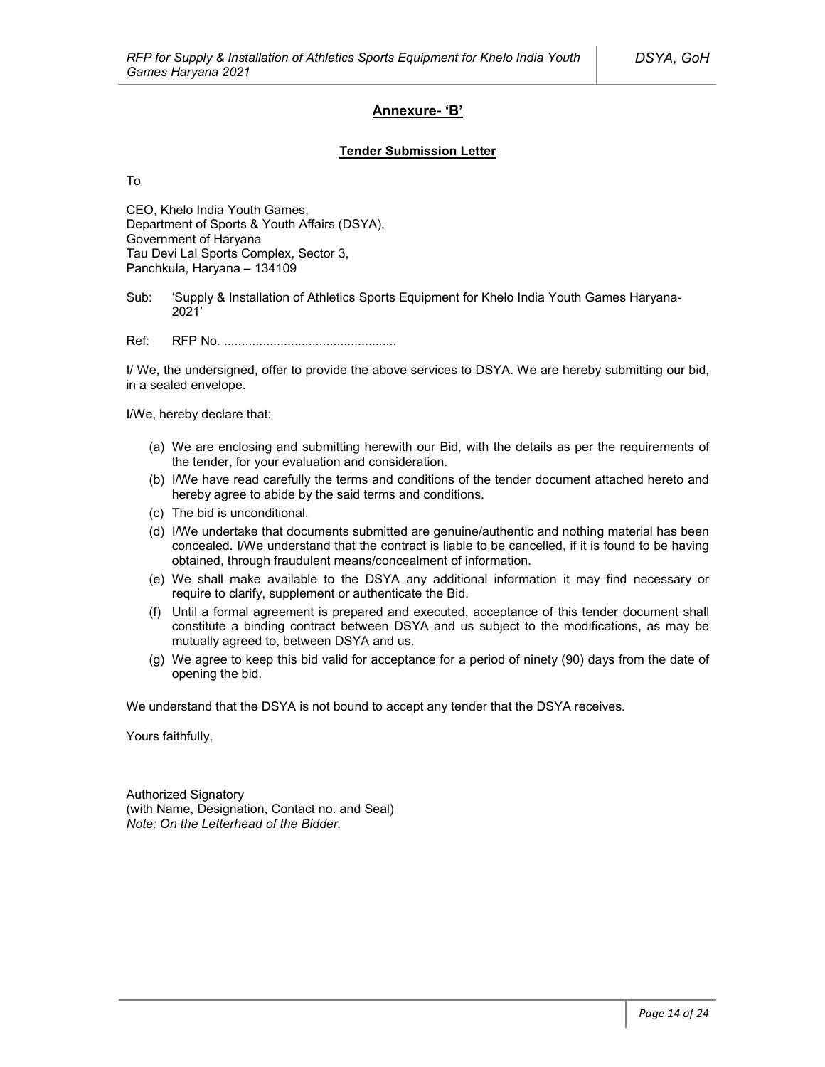## Annexure- 'B'

### Tender Submission Letter

To

CEO, Khelo India Youth Games,
Department of Sports & Youth Affairs (DSYA),
Government of Haryana
Tau Devi Lal Sports Complex, Sector 3,
Panchkula, Haryana – 134109

Sub: 'Supply & Installation of Athletics Sports Equipment for Khelo India Youth Games Haryana-2021'

Ref: RFP No. ................................................

I/ We, the undersigned, offer to provide the above services to DSYA. We are hereby submitting our bid, in a sealed envelope.

I/We, hereby declare that:

(a) We are enclosing and submitting herewith our Bid, with the details as per the requirements of the tender, for your evaluation and consideration.
(b) I/We have read carefully the terms and conditions of the tender document attached hereto and hereby agree to abide by the said terms and conditions.
(c) The bid is unconditional.
(d) I/We undertake that documents submitted are genuine/authentic and nothing material has been concealed. I/We understand that the contract is liable to be cancelled, if it is found to be having obtained, through fraudulent means/concealment of information.
(e) We shall make available to the DSYA any additional information it may find necessary or require to clarify, supplement or authenticate the Bid.
(f) Until a formal agreement is prepared and executed, acceptance of this tender document shall constitute a binding contract between DSYA and us subject to the modifications, as may be mutually agreed to, between DSYA and us.
(g) We agree to keep this bid valid for acceptance for a period of ninety (90) days from the date of opening the bid.

We understand that the DSYA is not bound to accept any tender that the DSYA receives.

Yours faithfully,

Authorized Signatory
(with Name, Designation, Contact no. and Seal)
*Note: On the Letterhead of the Bidder.*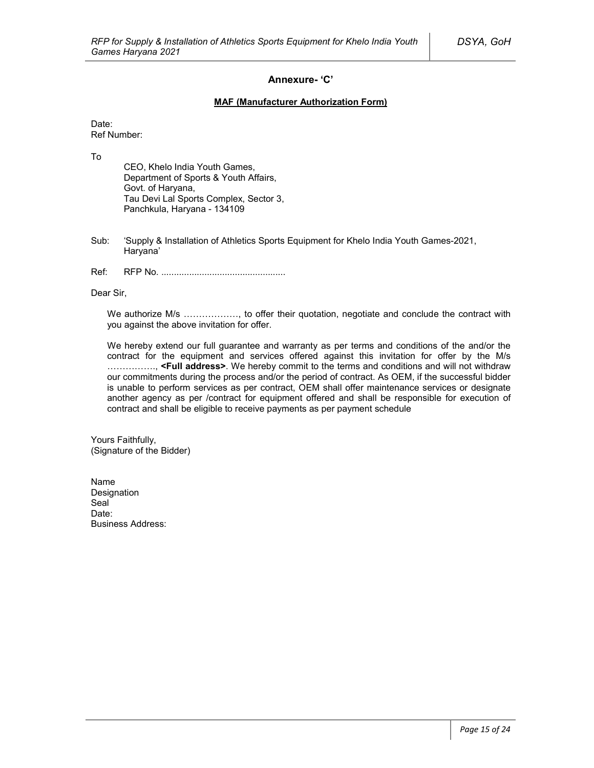## Annexure- 'C'

**MAF (Manufacturer Authorization Form)**

Date:
Ref Number:

To

CEO, Khelo India Youth Games,
Department of Sports & Youth Affairs,
Govt. of Haryana,
Tau Devi Lal Sports Complex, Sector 3,
Panchkula, Haryana - 134109

Sub: 'Supply & Installation of Athletics Sports Equipment for Khelo India Youth Games-2021, Haryana'

Ref: RFP No. ...............................................

Dear Sir,

We authorize M/s ………………, to offer their quotation, negotiate and conclude the contract with you against the above invitation for offer.

We hereby extend our full guarantee and warranty as per terms and conditions of the and/or the contract for the equipment and services offered against this invitation for offer by the M/s ……………., **<Full address>**. We hereby commit to the terms and conditions and will not withdraw our commitments during the process and/or the period of contract. As OEM, if the successful bidder is unable to perform services as per contract, OEM shall offer maintenance services or designate another agency as per /contract for equipment offered and shall be responsible for execution of contract and shall be eligible to receive payments as per payment schedule

Yours Faithfully,
(Signature of the Bidder)

Name
Designation
Seal
Date:
Business Address: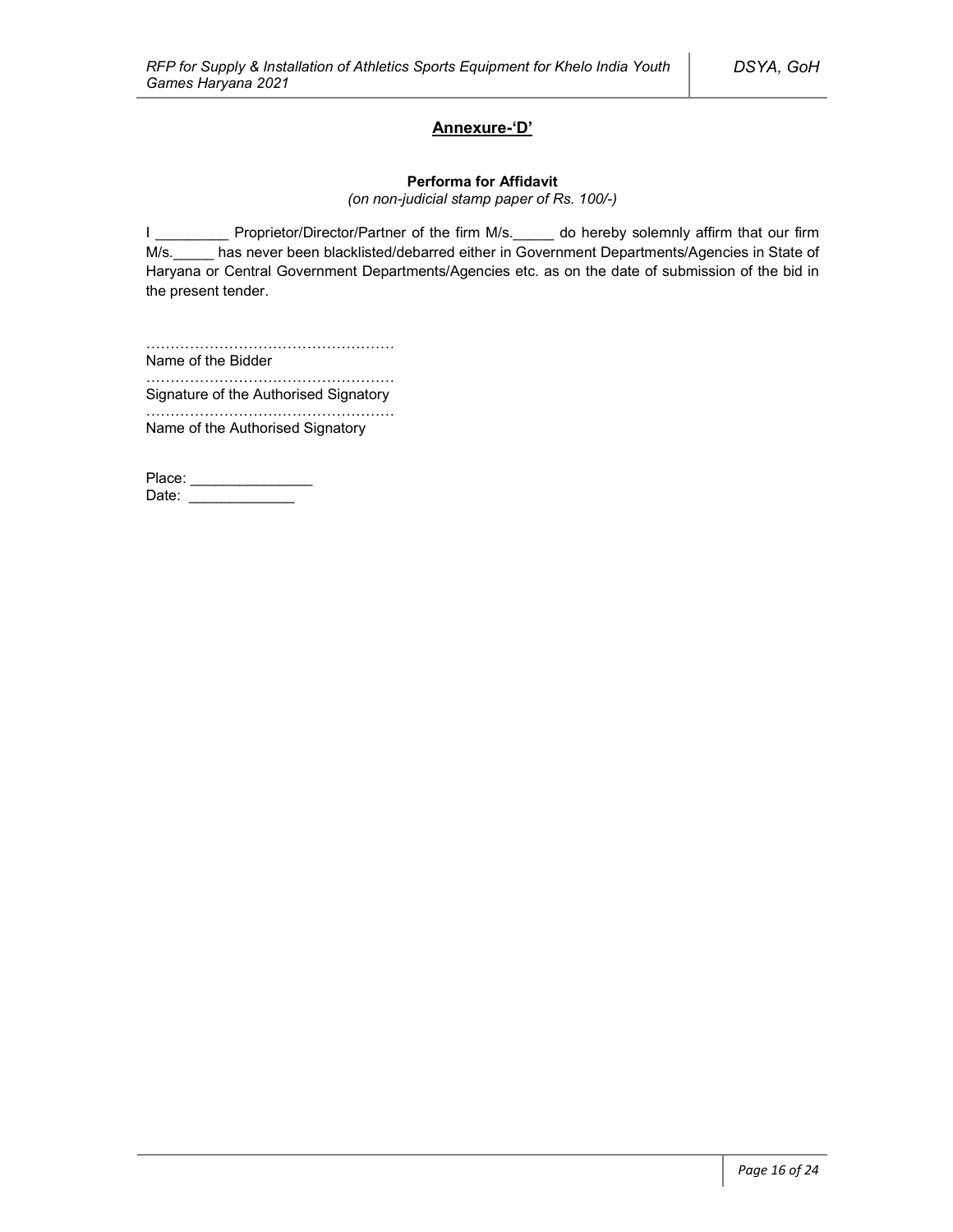## Annexure-'D'

**Performa for Affidavit**

*(on non-judicial stamp paper of Rs. 100/-)*

I _________ Proprietor/Director/Partner of the firm M/s._____ do hereby solemnly affirm that our firm M/s._____ has never been blacklisted/debarred either in Government Departments/Agencies in State of Haryana or Central Government Departments/Agencies etc. as on the date of submission of the bid in the present tender.

……………………………………………
Name of the Bidder

……………………………………………
Signature of the Authorised Signatory

……………………………………………
Name of the Authorised Signatory

Place: _______________

Date: _____________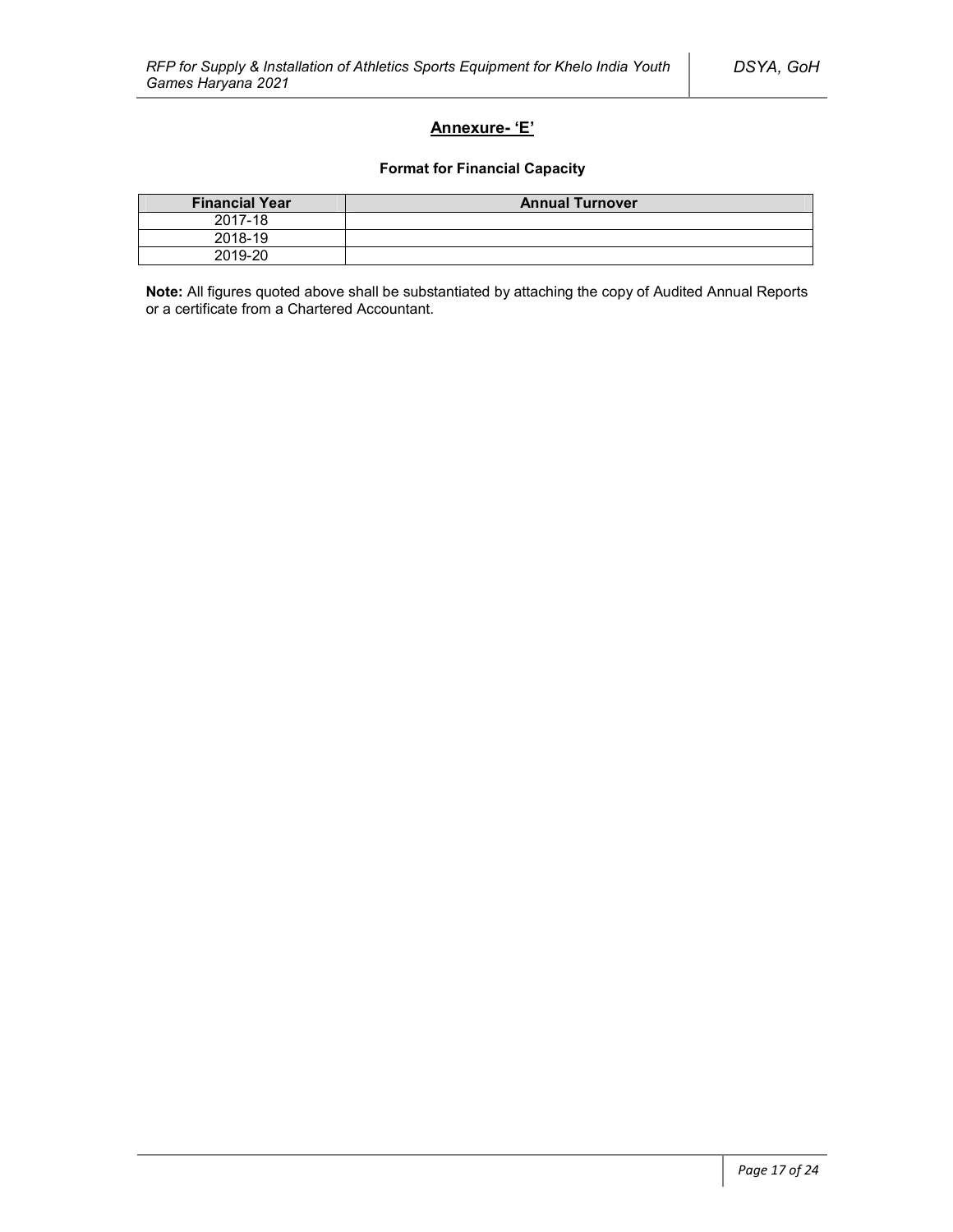## Annexure- 'E'

**Format for Financial Capacity**

| Financial Year | Annual Turnover |
|---|---|
| 2017-18 | |
| 2018-19 | |
| 2019-20 | |

**Note:** All figures quoted above shall be substantiated by attaching the copy of Audited Annual Reports or a certificate from a Chartered Accountant.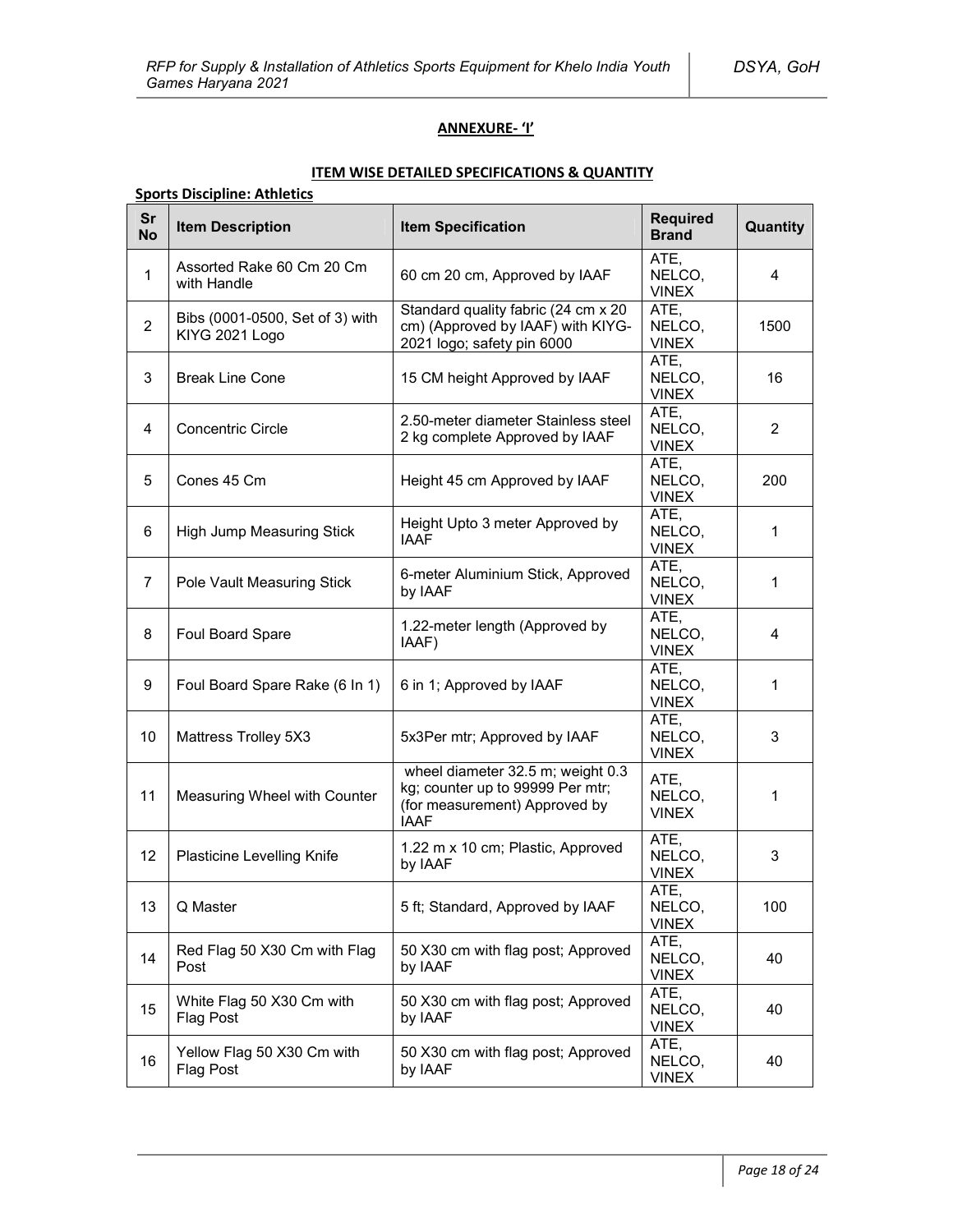**ANNEXURE- 'I'**

**ITEM WISE DETAILED SPECIFICATIONS & QUANTITY**

**Sports Discipline: Athletics**

| Sr No | Item Description | Item Specification | Required Brand | Quantity |
|---|---|---|---|---|
| 1 | Assorted Rake 60 Cm 20 Cm with Handle | 60 cm 20 cm, Approved by IAAF | ATE, NELCO, VINEX | 4 |
| 2 | Bibs (0001-0500, Set of 3) with KIYG 2021 Logo | Standard quality fabric (24 cm x 20 cm) (Approved by IAAF) with KIYG-2021 logo; safety pin 6000 | ATE, NELCO, VINEX | 1500 |
| 3 | Break Line Cone | 15 CM height Approved by IAAF | ATE, NELCO, VINEX | 16 |
| 4 | Concentric Circle | 2.50-meter diameter Stainless steel 2 kg complete Approved by IAAF | ATE, NELCO, VINEX | 2 |
| 5 | Cones 45 Cm | Height 45 cm Approved by IAAF | ATE, NELCO, VINEX | 200 |
| 6 | High Jump Measuring Stick | Height Upto 3 meter Approved by IAAF | ATE, NELCO, VINEX | 1 |
| 7 | Pole Vault Measuring Stick | 6-meter Aluminium Stick, Approved by IAAF | ATE, NELCO, VINEX | 1 |
| 8 | Foul Board Spare | 1.22-meter length (Approved by IAAF) | ATE, NELCO, VINEX | 4 |
| 9 | Foul Board Spare Rake (6 In 1) | 6 in 1; Approved by IAAF | ATE, NELCO, VINEX | 1 |
| 10 | Mattress Trolley 5X3 | 5x3Per mtr; Approved by IAAF | ATE, NELCO, VINEX | 3 |
| 11 | Measuring Wheel with Counter | wheel diameter 32.5 m; weight 0.3 kg; counter up to 99999 Per mtr; (for measurement) Approved by IAAF | ATE, NELCO, VINEX | 1 |
| 12 | Plasticine Levelling Knife | 1.22 m x 10 cm; Plastic, Approved by IAAF | ATE, NELCO, VINEX | 3 |
| 13 | Q Master | 5 ft; Standard, Approved by IAAF | ATE, NELCO, VINEX | 100 |
| 14 | Red Flag 50 X30 Cm with Flag Post | 50 X30 cm with flag post; Approved by IAAF | ATE, NELCO, VINEX | 40 |
| 15 | White Flag 50 X30 Cm with Flag Post | 50 X30 cm with flag post; Approved by IAAF | ATE, NELCO, VINEX | 40 |
| 16 | Yellow Flag 50 X30 Cm with Flag Post | 50 X30 cm with flag post; Approved by IAAF | ATE, NELCO, VINEX | 40 |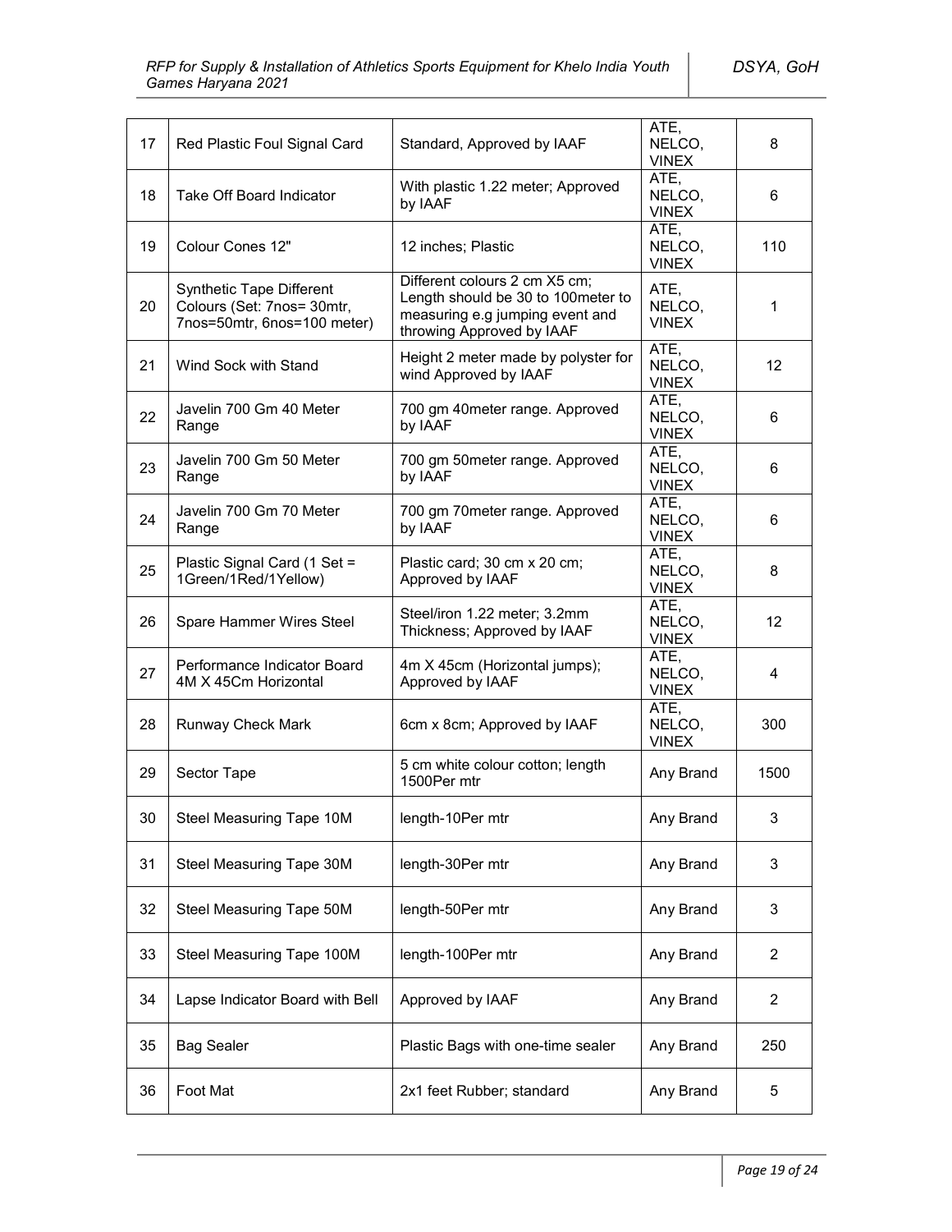| 17 | Red Plastic Foul Signal Card | Standard, Approved by IAAF | ATE, NELCO, VINEX | 8 |
|---|---|---|---|---|
| 18 | Take Off Board Indicator | With plastic 1.22 meter; Approved by IAAF | ATE, NELCO, VINEX | 6 |
| 19 | Colour Cones 12" | 12 inches; Plastic | ATE, NELCO, VINEX | 110 |
| 20 | Synthetic Tape Different Colours (Set: 7nos= 30mtr, 7nos=50mtr, 6nos=100 meter) | Different colours 2 cm X5 cm; Length should be 30 to 100meter to measuring e.g jumping event and throwing Approved by IAAF | ATE, NELCO, VINEX | 1 |
| 21 | Wind Sock with Stand | Height 2 meter made by polyster for wind Approved by IAAF | ATE, NELCO, VINEX | 12 |
| 22 | Javelin 700 Gm 40 Meter Range | 700 gm 40meter range. Approved by IAAF | ATE, NELCO, VINEX | 6 |
| 23 | Javelin 700 Gm 50 Meter Range | 700 gm 50meter range. Approved by IAAF | ATE, NELCO, VINEX | 6 |
| 24 | Javelin 700 Gm 70 Meter Range | 700 gm 70meter range. Approved by IAAF | ATE, NELCO, VINEX | 6 |
| 25 | Plastic Signal Card (1 Set = 1Green/1Red/1Yellow) | Plastic card; 30 cm x 20 cm; Approved by IAAF | ATE, NELCO, VINEX | 8 |
| 26 | Spare Hammer Wires Steel | Steel/iron 1.22 meter; 3.2mm Thickness; Approved by IAAF | ATE, NELCO, VINEX | 12 |
| 27 | Performance Indicator Board 4M X 45Cm Horizontal | 4m X 45cm (Horizontal jumps); Approved by IAAF | ATE, NELCO, VINEX | 4 |
| 28 | Runway Check Mark | 6cm x 8cm; Approved by IAAF | ATE, NELCO, VINEX | 300 |
| 29 | Sector Tape | 5 cm white colour cotton; length 1500Per mtr | Any Brand | 1500 |
| 30 | Steel Measuring Tape 10M | length-10Per mtr | Any Brand | 3 |
| 31 | Steel Measuring Tape 30M | length-30Per mtr | Any Brand | 3 |
| 32 | Steel Measuring Tape 50M | length-50Per mtr | Any Brand | 3 |
| 33 | Steel Measuring Tape 100M | length-100Per mtr | Any Brand | 2 |
| 34 | Lapse Indicator Board with Bell | Approved by IAAF | Any Brand | 2 |
| 35 | Bag Sealer | Plastic Bags with one-time sealer | Any Brand | 250 |
| 36 | Foot Mat | 2x1 feet Rubber; standard | Any Brand | 5 |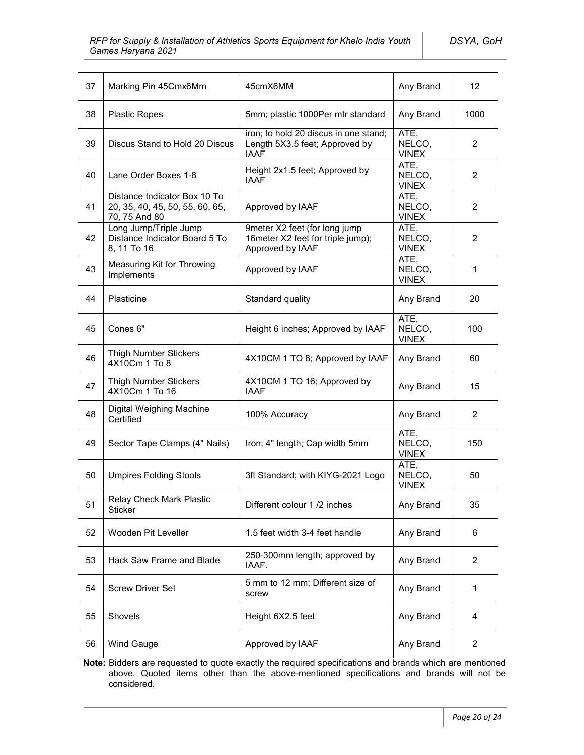| 37 | Marking Pin 45Cmx6Mm | 45cmX6MM | Any Brand | 12 |
|---|---|---|---|---|
| 38 | Plastic Ropes | 5mm; plastic 1000Per mtr standard | Any Brand | 1000 |
| 39 | Discus Stand to Hold 20 Discus | iron; to hold 20 discus in one stand; Length 5X3.5 feet; Approved by IAAF | ATE, NELCO, VINEX | 2 |
| 40 | Lane Order Boxes 1-8 | Height 2x1.5 feet; Approved by IAAF | ATE, NELCO, VINEX | 2 |
| 41 | Distance Indicator Box 10 To 20, 35, 40, 45, 50, 55, 60, 65, 70, 75 And 80 | Approved by IAAF | ATE, NELCO, VINEX | 2 |
| 42 | Long Jump/Triple Jump Distance Indicator Board 5 To 8, 11 To 16 | 9meter X2 feet (for long jump 16meter X2 feet for triple jump); Approved by IAAF | ATE, NELCO, VINEX | 2 |
| 43 | Measuring Kit for Throwing Implements | Approved by IAAF | ATE, NELCO, VINEX | 1 |
| 44 | Plasticine | Standard quality | Any Brand | 20 |
| 45 | Cones 6" | Height 6 inches; Approved by IAAF | ATE, NELCO, VINEX | 100 |
| 46 | Thigh Number Stickers 4X10Cm 1 To 8 | 4X10CM 1 TO 8; Approved by IAAF | Any Brand | 60 |
| 47 | Thigh Number Stickers 4X10Cm 1 To 16 | 4X10CM 1 TO 16; Approved by IAAF | Any Brand | 15 |
| 48 | Digital Weighing Machine Certified | 100% Accuracy | Any Brand | 2 |
| 49 | Sector Tape Clamps (4" Nails) | Iron; 4" length; Cap width 5mm | ATE, NELCO, VINEX | 150 |
| 50 | Umpires Folding Stools | 3ft Standard; with KIYG-2021 Logo | ATE, NELCO, VINEX | 50 |
| 51 | Relay Check Mark Plastic Sticker | Different colour 1 /2 inches | Any Brand | 35 |
| 52 | Wooden Pit Leveller | 1.5 feet width 3-4 feet handle | Any Brand | 6 |
| 53 | Hack Saw Frame and Blade | 250-300mm length; approved by IAAF. | Any Brand | 2 |
| 54 | Screw Driver Set | 5 mm to 12 mm; Different size of screw | Any Brand | 1 |
| 55 | Shovels | Height 6X2.5 feet | Any Brand | 4 |
| 56 | Wind Gauge | Approved by IAAF | Any Brand | 2 |

**Note:** Bidders are requested to quote exactly the required specifications and brands which are mentioned above. Quoted items other than the above-mentioned specifications and brands will not be considered.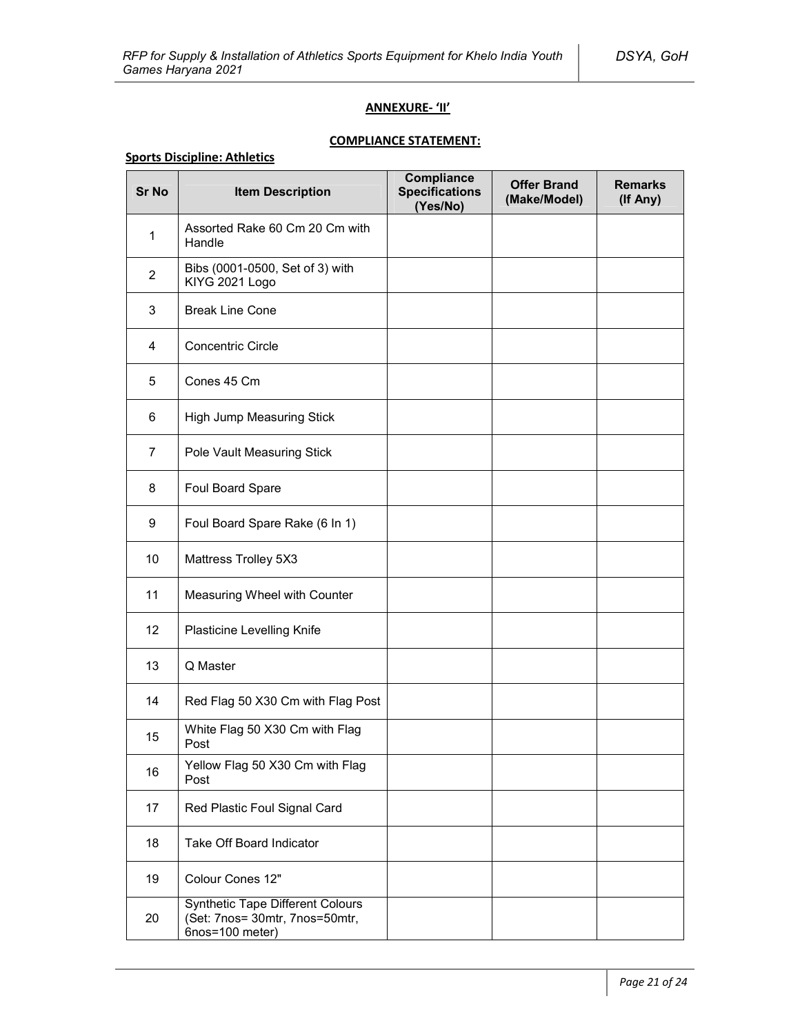**ANNEXURE- 'II'**

**COMPLIANCE STATEMENT:**

**Sports Discipline: Athletics**

| Sr No | Item Description | Compliance Specifications (Yes/No) | Offer Brand (Make/Model) | Remarks (If Any) |
|---|---|---|---|---|
| 1 | Assorted Rake 60 Cm 20 Cm with Handle | | | |
| 2 | Bibs (0001-0500, Set of 3) with KIYG 2021 Logo | | | |
| 3 | Break Line Cone | | | |
| 4 | Concentric Circle | | | |
| 5 | Cones 45 Cm | | | |
| 6 | High Jump Measuring Stick | | | |
| 7 | Pole Vault Measuring Stick | | | |
| 8 | Foul Board Spare | | | |
| 9 | Foul Board Spare Rake (6 In 1) | | | |
| 10 | Mattress Trolley 5X3 | | | |
| 11 | Measuring Wheel with Counter | | | |
| 12 | Plasticine Levelling Knife | | | |
| 13 | Q Master | | | |
| 14 | Red Flag 50 X30 Cm with Flag Post | | | |
| 15 | White Flag 50 X30 Cm with Flag Post | | | |
| 16 | Yellow Flag 50 X30 Cm with Flag Post | | | |
| 17 | Red Plastic Foul Signal Card | | | |
| 18 | Take Off Board Indicator | | | |
| 19 | Colour Cones 12" | | | |
| 20 | Synthetic Tape Different Colours (Set: 7nos= 30mtr, 7nos=50mtr, 6nos=100 meter) | | | |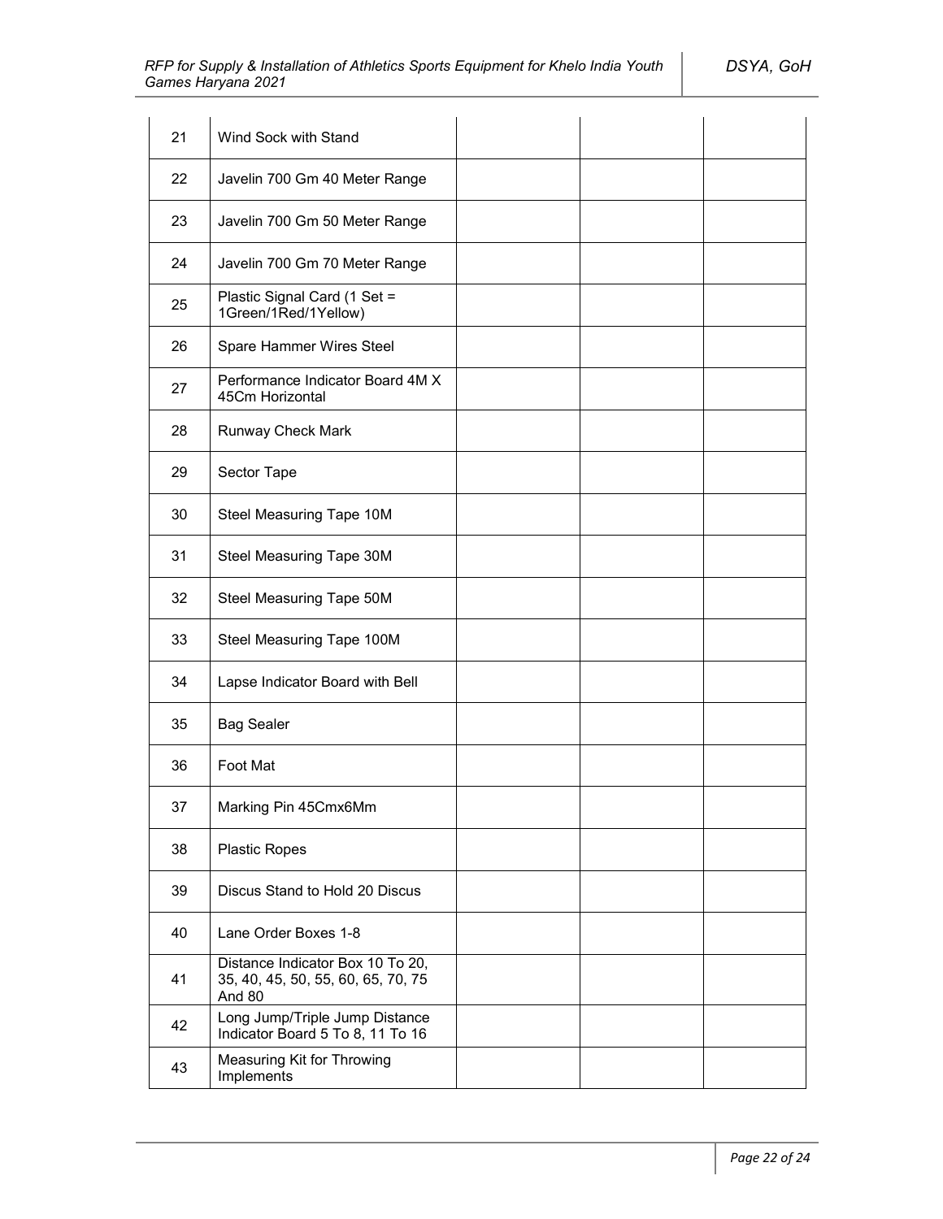| 21 | Wind Sock with Stand | | | |
|---|---|---|---|---|
| 22 | Javelin 700 Gm 40 Meter Range | | | |
| 23 | Javelin 700 Gm 50 Meter Range | | | |
| 24 | Javelin 700 Gm 70 Meter Range | | | |
| 25 | Plastic Signal Card (1 Set = 1Green/1Red/1Yellow) | | | |
| 26 | Spare Hammer Wires Steel | | | |
| 27 | Performance Indicator Board 4M X 45Cm Horizontal | | | |
| 28 | Runway Check Mark | | | |
| 29 | Sector Tape | | | |
| 30 | Steel Measuring Tape 10M | | | |
| 31 | Steel Measuring Tape 30M | | | |
| 32 | Steel Measuring Tape 50M | | | |
| 33 | Steel Measuring Tape 100M | | | |
| 34 | Lapse Indicator Board with Bell | | | |
| 35 | Bag Sealer | | | |
| 36 | Foot Mat | | | |
| 37 | Marking Pin 45Cmx6Mm | | | |
| 38 | Plastic Ropes | | | |
| 39 | Discus Stand to Hold 20 Discus | | | |
| 40 | Lane Order Boxes 1-8 | | | |
| 41 | Distance Indicator Box 10 To 20, 35, 40, 45, 50, 55, 60, 65, 70, 75 And 80 | | | |
| 42 | Long Jump/Triple Jump Distance Indicator Board 5 To 8, 11 To 16 | | | |
| 43 | Measuring Kit for Throwing Implements | | | |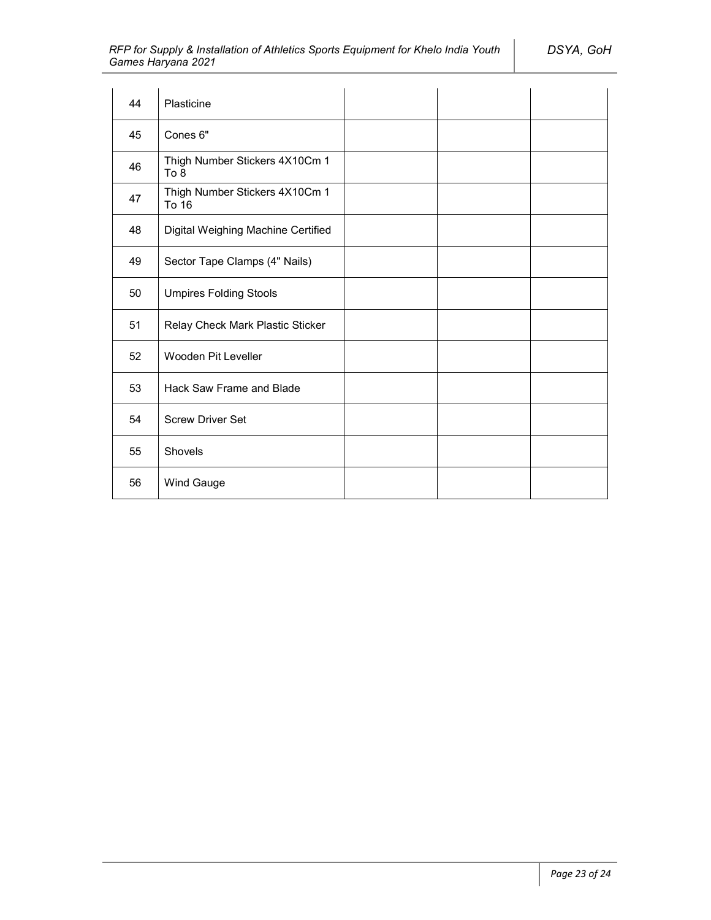| | | | | |
|---|---|---|---|---|
| 44 | Plasticine | | | |
| 45 | Cones 6" | | | |
| 46 | Thigh Number Stickers 4X10Cm 1 To 8 | | | |
| 47 | Thigh Number Stickers 4X10Cm 1 To 16 | | | |
| 48 | Digital Weighing Machine Certified | | | |
| 49 | Sector Tape Clamps (4" Nails) | | | |
| 50 | Umpires Folding Stools | | | |
| 51 | Relay Check Mark Plastic Sticker | | | |
| 52 | Wooden Pit Leveller | | | |
| 53 | Hack Saw Frame and Blade | | | |
| 54 | Screw Driver Set | | | |
| 55 | Shovels | | | |
| 56 | Wind Gauge | | | |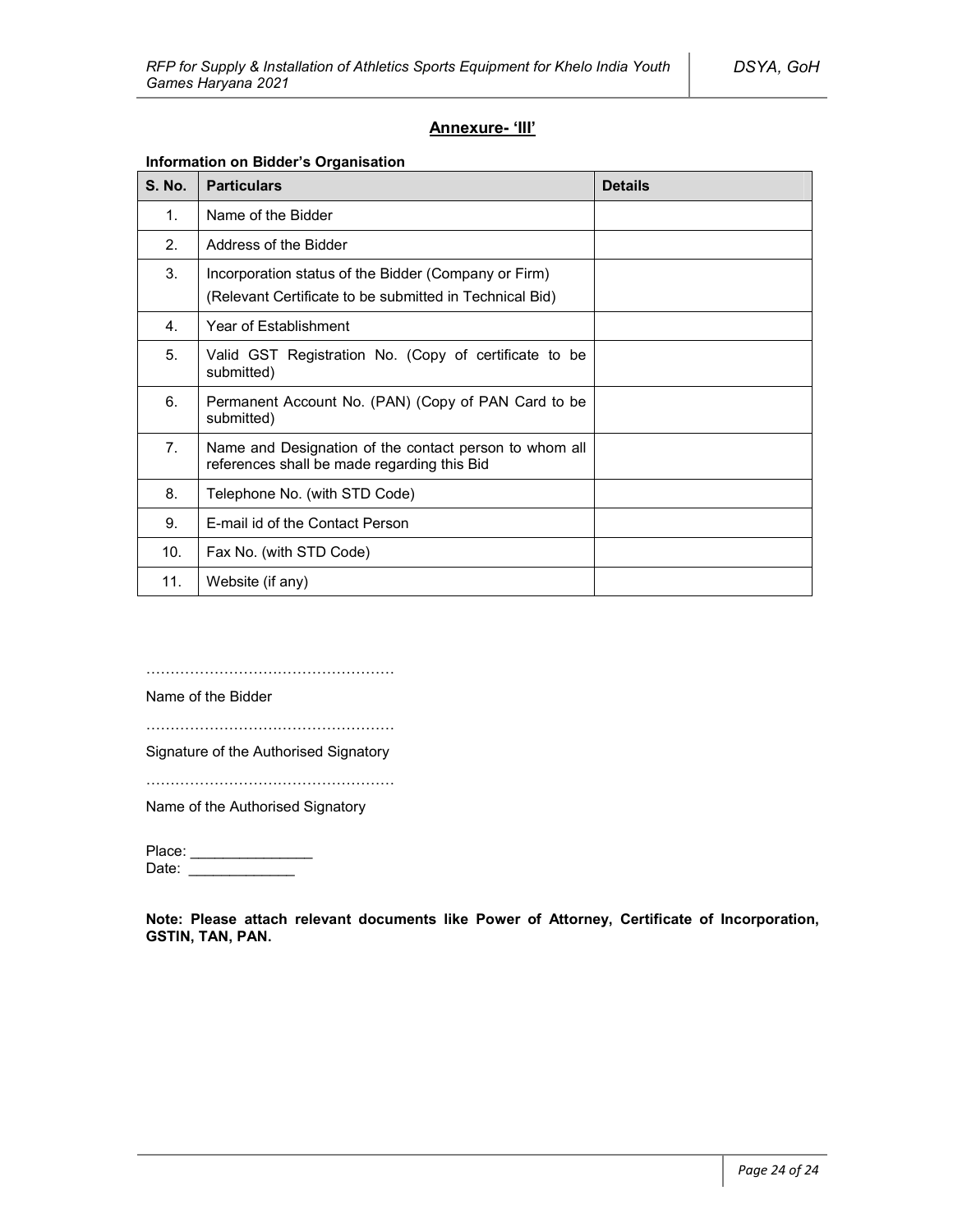## Annexure- 'III'

**Information on Bidder's Organisation**

| S. No. | Particulars | Details |
|---|---|---|
| 1. | Name of the Bidder | |
| 2. | Address of the Bidder | |
| 3. | Incorporation status of the Bidder (Company or Firm)<br>(Relevant Certificate to be submitted in Technical Bid) | |
| 4. | Year of Establishment | |
| 5. | Valid GST Registration No. (Copy of certificate to be submitted) | |
| 6. | Permanent Account No. (PAN) (Copy of PAN Card to be submitted) | |
| 7. | Name and Designation of the contact person to whom all references shall be made regarding this Bid | |
| 8. | Telephone No. (with STD Code) | |
| 9. | E-mail id of the Contact Person | |
| 10. | Fax No. (with STD Code) | |
| 11. | Website (if any) | |

……………………………………………

Name of the Bidder

……………………………………………

Signature of the Authorised Signatory

……………………………………………

Name of the Authorised Signatory

Place: _______________

Date: _____________

**Note: Please attach relevant documents like Power of Attorney, Certificate of Incorporation, GSTIN, TAN, PAN.**